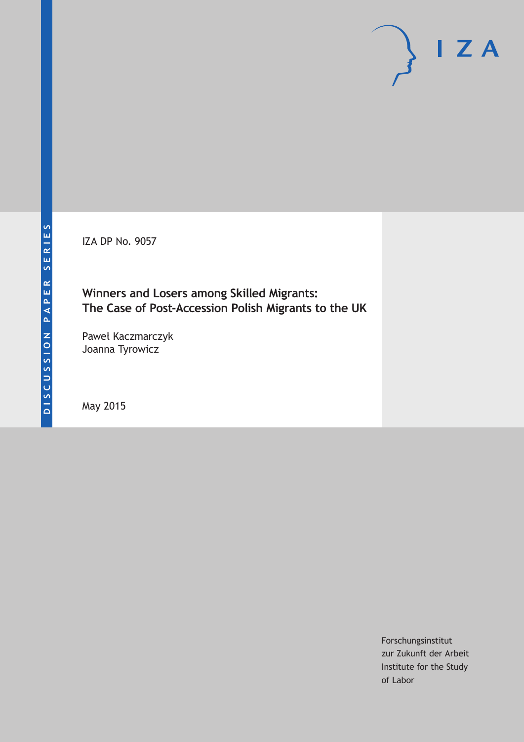IZA DP No. 9057

# Winners and Losers among Skilled Migrants: The Case of Post-Accession Polish Migrants to the UK

Paweł Kaczmarczyk
Joanna Tyrowicz

May 2015

Forschungsinstitut
zur Zukunft der Arbeit
Institute for the Study
of Labor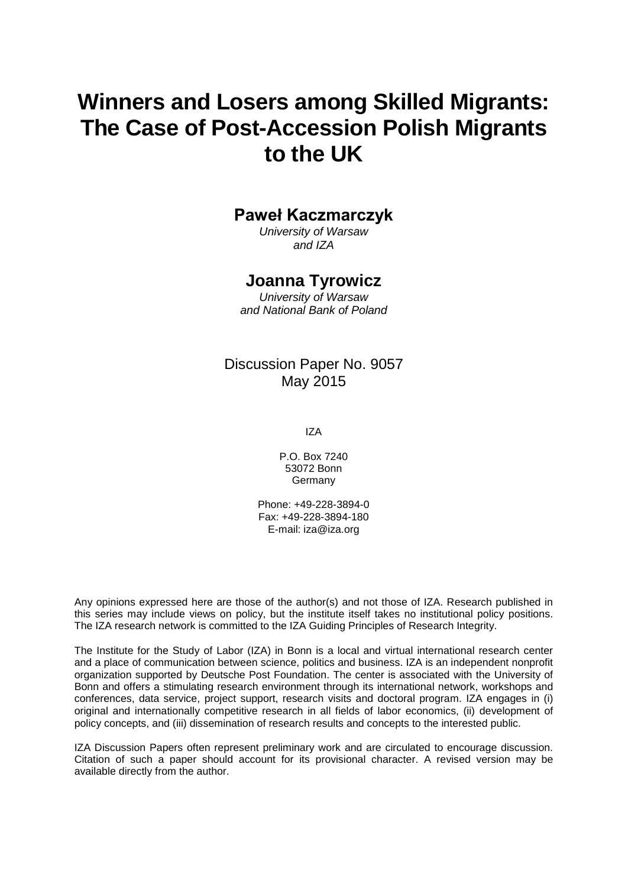# Winners and Losers among Skilled Migrants: The Case of Post-Accession Polish Migrants to the UK

**Paweł Kaczmarczyk**
*University of Warsaw and IZA*

**Joanna Tyrowicz**
*University of Warsaw and National Bank of Poland*

Discussion Paper No. 9057
May 2015

IZA

P.O. Box 7240
53072 Bonn
Germany

Phone: +49-228-3894-0
Fax: +49-228-3894-180
E-mail: iza@iza.org

Any opinions expressed here are those of the author(s) and not those of IZA. Research published in this series may include views on policy, but the institute itself takes no institutional policy positions. The IZA research network is committed to the IZA Guiding Principles of Research Integrity.

The Institute for the Study of Labor (IZA) in Bonn is a local and virtual international research center and a place of communication between science, politics and business. IZA is an independent nonprofit organization supported by Deutsche Post Foundation. The center is associated with the University of Bonn and offers a stimulating research environment through its international network, workshops and conferences, data service, project support, research visits and doctoral program. IZA engages in (i) original and internationally competitive research in all fields of labor economics, (ii) development of policy concepts, and (iii) dissemination of research results and concepts to the interested public.

IZA Discussion Papers often represent preliminary work and are circulated to encourage discussion. Citation of such a paper should account for its provisional character. A revised version may be available directly from the author.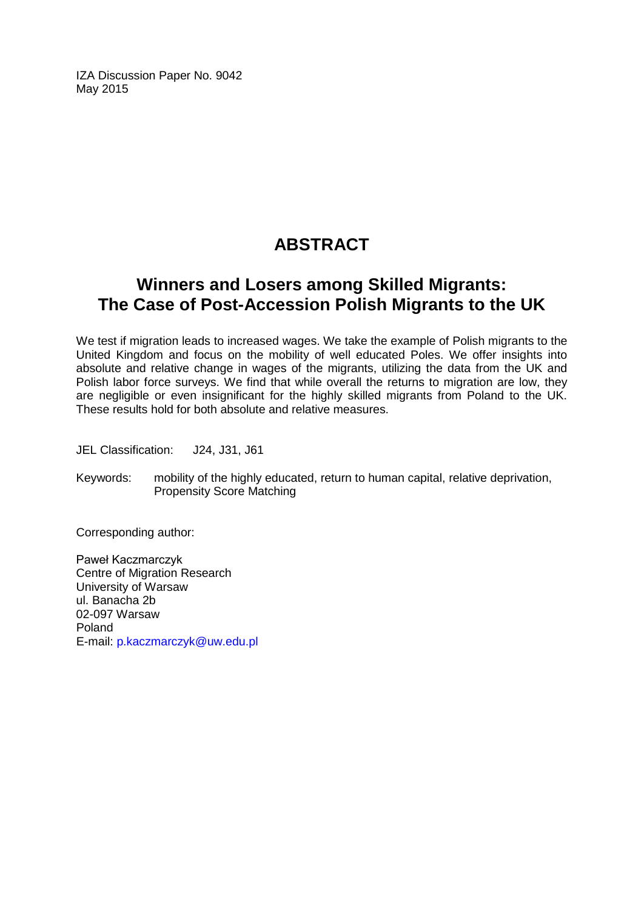IZA Discussion Paper No. 9042
May 2015

# ABSTRACT

## Winners and Losers among Skilled Migrants: The Case of Post-Accession Polish Migrants to the UK

We test if migration leads to increased wages. We take the example of Polish migrants to the United Kingdom and focus on the mobility of well educated Poles. We offer insights into absolute and relative change in wages of the migrants, utilizing the data from the UK and Polish labor force surveys. We find that while overall the returns to migration are low, they are negligible or even insignificant for the highly skilled migrants from Poland to the UK. These results hold for both absolute and relative measures.

JEL Classification: J24, J31, J61

Keywords: mobility of the highly educated, return to human capital, relative deprivation, Propensity Score Matching

Corresponding author:

Paweł Kaczmarczyk
Centre of Migration Research
University of Warsaw
ul. Banacha 2b
02-097 Warsaw
Poland
E-mail: p.kaczmarczyk@uw.edu.pl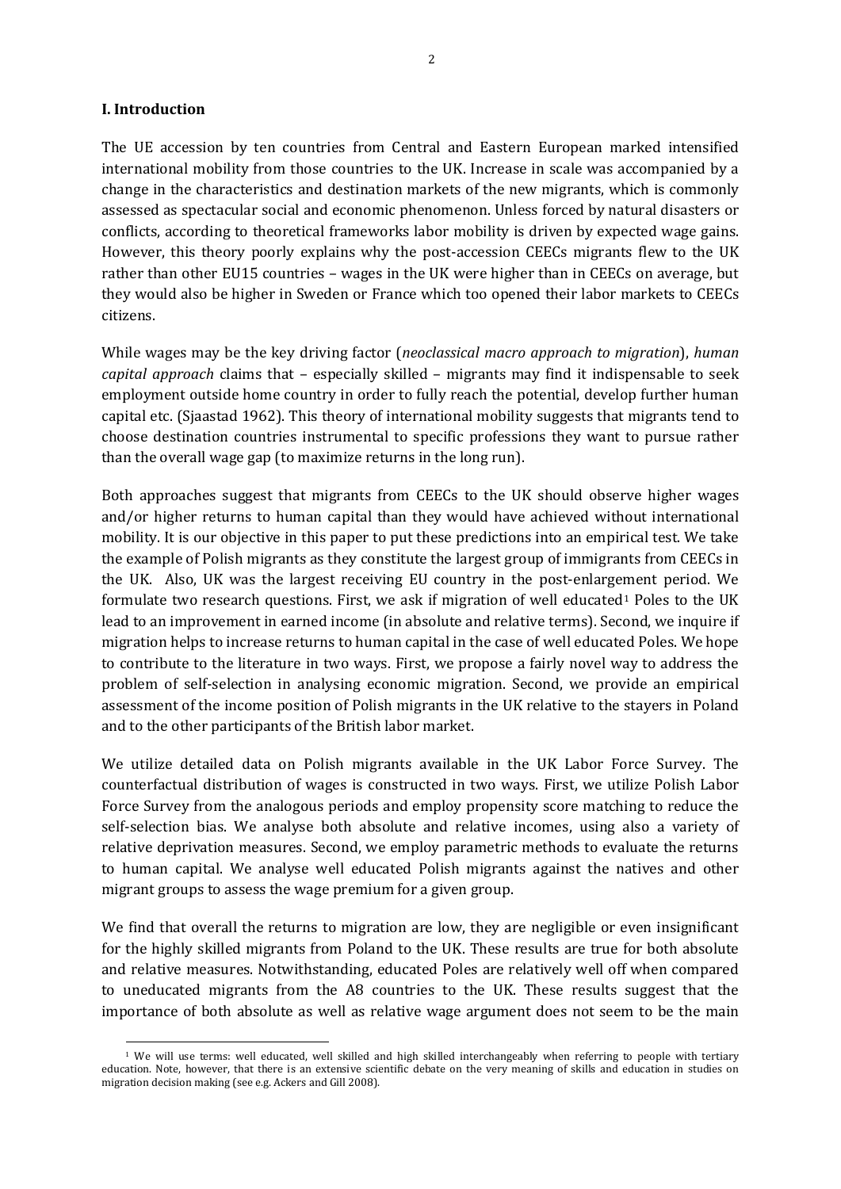## I. Introduction

The UE accession by ten countries from Central and Eastern European marked intensified international mobility from those countries to the UK. Increase in scale was accompanied by a change in the characteristics and destination markets of the new migrants, which is commonly assessed as spectacular social and economic phenomenon. Unless forced by natural disasters or conflicts, according to theoretical frameworks labor mobility is driven by expected wage gains. However, this theory poorly explains why the post-accession CEECs migrants flew to the UK rather than other EU15 countries – wages in the UK were higher than in CEECs on average, but they would also be higher in Sweden or France which too opened their labor markets to CEECs citizens.

While wages may be the key driving factor (*neoclassical macro approach to migration*), *human capital approach* claims that – especially skilled – migrants may find it indispensable to seek employment outside home country in order to fully reach the potential, develop further human capital etc. (Sjaastad 1962). This theory of international mobility suggests that migrants tend to choose destination countries instrumental to specific professions they want to pursue rather than the overall wage gap (to maximize returns in the long run).

Both approaches suggest that migrants from CEECs to the UK should observe higher wages and/or higher returns to human capital than they would have achieved without international mobility. It is our objective in this paper to put these predictions into an empirical test. We take the example of Polish migrants as they constitute the largest group of immigrants from CEECs in the UK. Also, UK was the largest receiving EU country in the post-enlargement period. We formulate two research questions. First, we ask if migration of well educated[1] Poles to the UK lead to an improvement in earned income (in absolute and relative terms). Second, we inquire if migration helps to increase returns to human capital in the case of well educated Poles. We hope to contribute to the literature in two ways. First, we propose a fairly novel way to address the problem of self-selection in analysing economic migration. Second, we provide an empirical assessment of the income position of Polish migrants in the UK relative to the stayers in Poland and to the other participants of the British labor market.

We utilize detailed data on Polish migrants available in the UK Labor Force Survey. The counterfactual distribution of wages is constructed in two ways. First, we utilize Polish Labor Force Survey from the analogous periods and employ propensity score matching to reduce the self-selection bias. We analyse both absolute and relative incomes, using also a variety of relative deprivation measures. Second, we employ parametric methods to evaluate the returns to human capital. We analyse well educated Polish migrants against the natives and other migrant groups to assess the wage premium for a given group.

We find that overall the returns to migration are low, they are negligible or even insignificant for the highly skilled migrants from Poland to the UK. These results are true for both absolute and relative measures. Notwithstanding, educated Poles are relatively well off when compared to uneducated migrants from the A8 countries to the UK. These results suggest that the importance of both absolute as well as relative wage argument does not seem to be the main

[1] We will use terms: well educated, well skilled and high skilled interchangeably when referring to people with tertiary education. Note, however, that there is an extensive scientific debate on the very meaning of skills and education in studies on migration decision making (see e.g. Ackers and Gill 2008).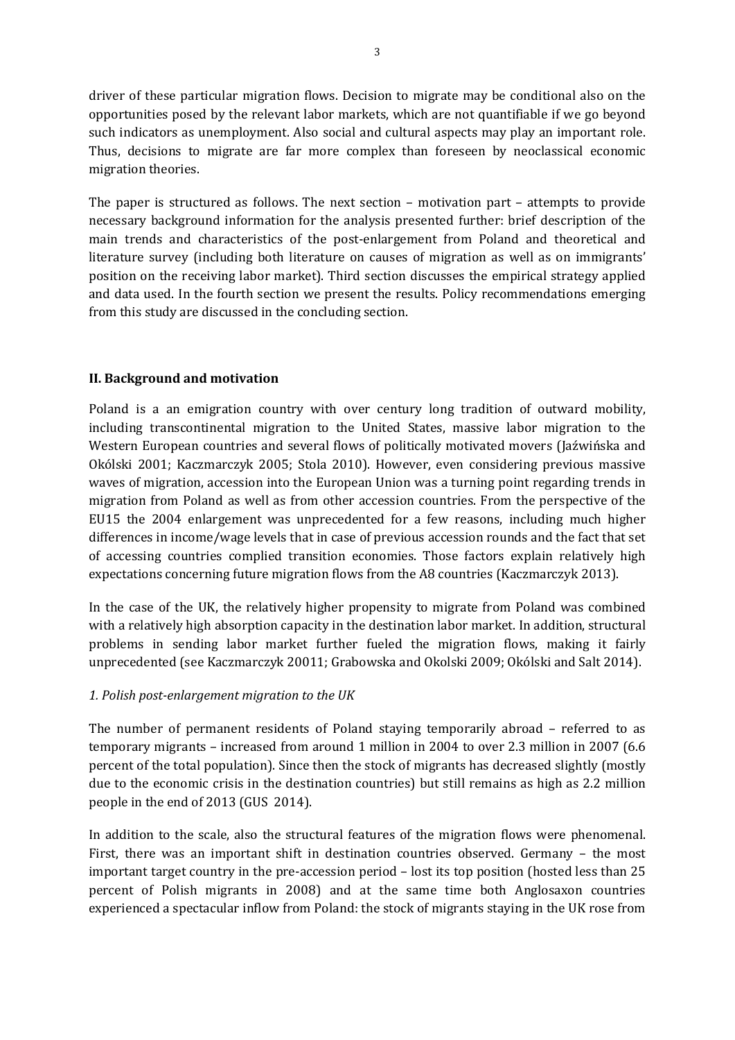driver of these particular migration flows. Decision to migrate may be conditional also on the opportunities posed by the relevant labor markets, which are not quantifiable if we go beyond such indicators as unemployment. Also social and cultural aspects may play an important role. Thus, decisions to migrate are far more complex than foreseen by neoclassical economic migration theories.

The paper is structured as follows. The next section – motivation part – attempts to provide necessary background information for the analysis presented further: brief description of the main trends and characteristics of the post-enlargement from Poland and theoretical and literature survey (including both literature on causes of migration as well as on immigrants' position on the receiving labor market). Third section discusses the empirical strategy applied and data used. In the fourth section we present the results. Policy recommendations emerging from this study are discussed in the concluding section.

## II. Background and motivation

Poland is a an emigration country with over century long tradition of outward mobility, including transcontinental migration to the United States, massive labor migration to the Western European countries and several flows of politically motivated movers (Jaźwińska and Okólski 2001; Kaczmarczyk 2005; Stola 2010). However, even considering previous massive waves of migration, accession into the European Union was a turning point regarding trends in migration from Poland as well as from other accession countries. From the perspective of the EU15 the 2004 enlargement was unprecedented for a few reasons, including much higher differences in income/wage levels that in case of previous accession rounds and the fact that set of accessing countries complied transition economies. Those factors explain relatively high expectations concerning future migration flows from the A8 countries (Kaczmarczyk 2013).

In the case of the UK, the relatively higher propensity to migrate from Poland was combined with a relatively high absorption capacity in the destination labor market. In addition, structural problems in sending labor market further fueled the migration flows, making it fairly unprecedented (see Kaczmarczyk 20011; Grabowska and Okolski 2009; Okólski and Salt 2014).

### *1. Polish post-enlargement migration to the UK*

The number of permanent residents of Poland staying temporarily abroad – referred to as temporary migrants – increased from around 1 million in 2004 to over 2.3 million in 2007 (6.6 percent of the total population). Since then the stock of migrants has decreased slightly (mostly due to the economic crisis in the destination countries) but still remains as high as 2.2 million people in the end of 2013 (GUS 2014).

In addition to the scale, also the structural features of the migration flows were phenomenal. First, there was an important shift in destination countries observed. Germany – the most important target country in the pre-accession period – lost its top position (hosted less than 25 percent of Polish migrants in 2008) and at the same time both Anglosaxon countries experienced a spectacular inflow from Poland: the stock of migrants staying in the UK rose from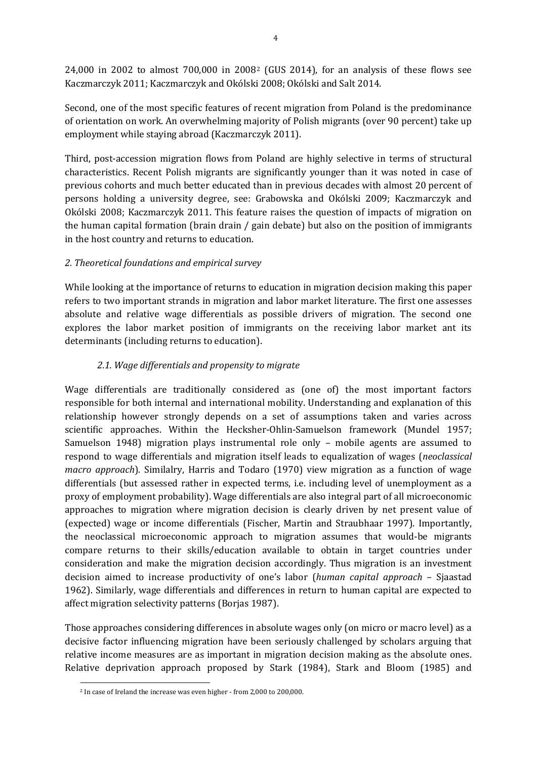24,000 in 2002 to almost 700,000 in 2008[2] (GUS 2014), for an analysis of these flows see Kaczmarczyk 2011; Kaczmarczyk and Okólski 2008; Okólski and Salt 2014.

Second, one of the most specific features of recent migration from Poland is the predominance of orientation on work. An overwhelming majority of Polish migrants (over 90 percent) take up employment while staying abroad (Kaczmarczyk 2011).

Third, post-accession migration flows from Poland are highly selective in terms of structural characteristics. Recent Polish migrants are significantly younger than it was noted in case of previous cohorts and much better educated than in previous decades with almost 20 percent of persons holding a university degree, see: Grabowska and Okólski 2009; Kaczmarczyk and Okólski 2008; Kaczmarczyk 2011. This feature raises the question of impacts of migration on the human capital formation (brain drain / gain debate) but also on the position of immigrants in the host country and returns to education.

## *2. Theoretical foundations and empirical survey*

While looking at the importance of returns to education in migration decision making this paper refers to two important strands in migration and labor market literature. The first one assesses absolute and relative wage differentials as possible drivers of migration. The second one explores the labor market position of immigrants on the receiving labor market ant its determinants (including returns to education).

### *2.1. Wage differentials and propensity to migrate*

Wage differentials are traditionally considered as (one of) the most important factors responsible for both internal and international mobility. Understanding and explanation of this relationship however strongly depends on a set of assumptions taken and varies across scientific approaches. Within the Hecksher-Ohlin-Samuelson framework (Mundel 1957; Samuelson 1948) migration plays instrumental role only – mobile agents are assumed to respond to wage differentials and migration itself leads to equalization of wages (*neoclassical macro approach*). Similalry, Harris and Todaro (1970) view migration as a function of wage differentials (but assessed rather in expected terms, i.e. including level of unemployment as a proxy of employment probability). Wage differentials are also integral part of all microeconomic approaches to migration where migration decision is clearly driven by net present value of (expected) wage or income differentials (Fischer, Martin and Straubhaar 1997). Importantly, the neoclassical microeconomic approach to migration assumes that would-be migrants compare returns to their skills/education available to obtain in target countries under consideration and make the migration decision accordingly. Thus migration is an investment decision aimed to increase productivity of one's labor (*human capital approach* – Sjaastad 1962). Similarly, wage differentials and differences in return to human capital are expected to affect migration selectivity patterns (Borjas 1987).

Those approaches considering differences in absolute wages only (on micro or macro level) as a decisive factor influencing migration have been seriously challenged by scholars arguing that relative income measures are as important in migration decision making as the absolute ones. Relative deprivation approach proposed by Stark (1984), Stark and Bloom (1985) and

[2] In case of Ireland the increase was even higher - from 2,000 to 200,000.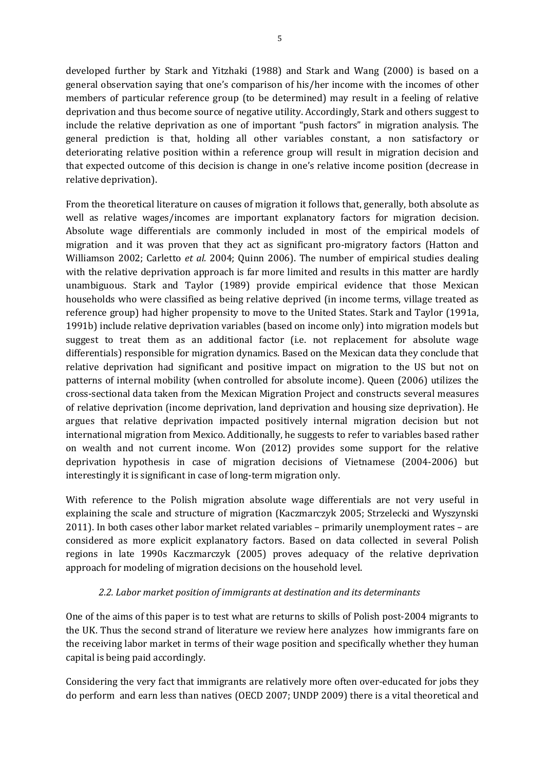developed further by Stark and Yitzhaki (1988) and Stark and Wang (2000) is based on a general observation saying that one's comparison of his/her income with the incomes of other members of particular reference group (to be determined) may result in a feeling of relative deprivation and thus become source of negative utility. Accordingly, Stark and others suggest to include the relative deprivation as one of important "push factors" in migration analysis. The general prediction is that, holding all other variables constant, a non satisfactory or deteriorating relative position within a reference group will result in migration decision and that expected outcome of this decision is change in one's relative income position (decrease in relative deprivation).

From the theoretical literature on causes of migration it follows that, generally, both absolute as well as relative wages/incomes are important explanatory factors for migration decision. Absolute wage differentials are commonly included in most of the empirical models of migration and it was proven that they act as significant pro-migratory factors (Hatton and Williamson 2002; Carletto *et al.* 2004; Quinn 2006). The number of empirical studies dealing with the relative deprivation approach is far more limited and results in this matter are hardly unambiguous. Stark and Taylor (1989) provide empirical evidence that those Mexican households who were classified as being relative deprived (in income terms, village treated as reference group) had higher propensity to move to the United States. Stark and Taylor (1991a, 1991b) include relative deprivation variables (based on income only) into migration models but suggest to treat them as an additional factor (i.e. not replacement for absolute wage differentials) responsible for migration dynamics. Based on the Mexican data they conclude that relative deprivation had significant and positive impact on migration to the US but not on patterns of internal mobility (when controlled for absolute income). Queen (2006) utilizes the cross-sectional data taken from the Mexican Migration Project and constructs several measures of relative deprivation (income deprivation, land deprivation and housing size deprivation). He argues that relative deprivation impacted positively internal migration decision but not international migration from Mexico. Additionally, he suggests to refer to variables based rather on wealth and not current income. Won (2012) provides some support for the relative deprivation hypothesis in case of migration decisions of Vietnamese (2004-2006) but interestingly it is significant in case of long-term migration only.

With reference to the Polish migration absolute wage differentials are not very useful in explaining the scale and structure of migration (Kaczmarczyk 2005; Strzelecki and Wyszynski 2011). In both cases other labor market related variables – primarily unemployment rates – are considered as more explicit explanatory factors. Based on data collected in several Polish regions in late 1990s Kaczmarczyk (2005) proves adequacy of the relative deprivation approach for modeling of migration decisions on the household level.

### *2.2. Labor market position of immigrants at destination and its determinants*

One of the aims of this paper is to test what are returns to skills of Polish post-2004 migrants to the UK. Thus the second strand of literature we review here analyzes how immigrants fare on the receiving labor market in terms of their wage position and specifically whether they human capital is being paid accordingly.

Considering the very fact that immigrants are relatively more often over-educated for jobs they do perform and earn less than natives (OECD 2007; UNDP 2009) there is a vital theoretical and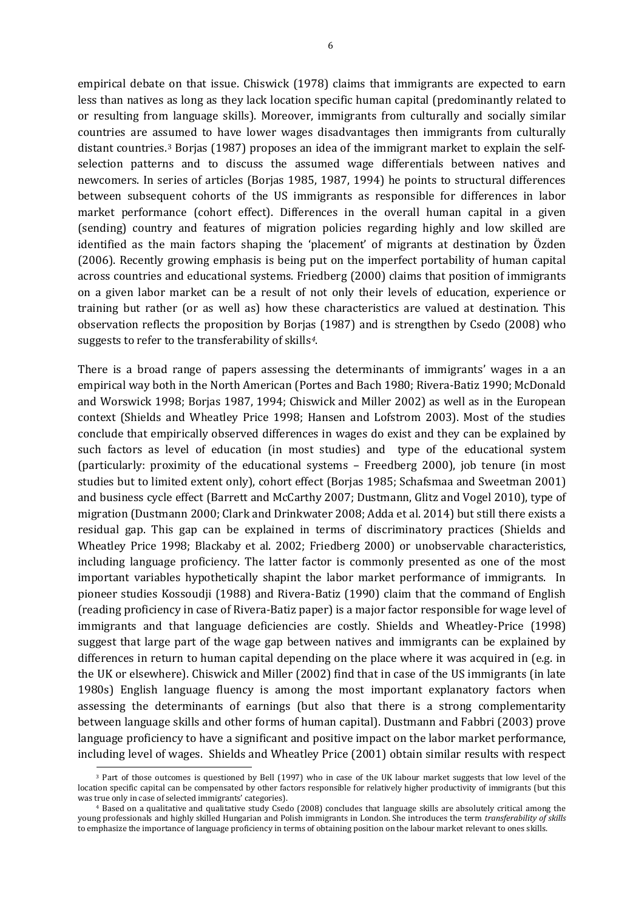empirical debate on that issue. Chiswick (1978) claims that immigrants are expected to earn less than natives as long as they lack location specific human capital (predominantly related to or resulting from language skills). Moreover, immigrants from culturally and socially similar countries are assumed to have lower wages disadvantages then immigrants from culturally distant countries.[3] Borjas (1987) proposes an idea of the immigrant market to explain the self-selection patterns and to discuss the assumed wage differentials between natives and newcomers. In series of articles (Borjas 1985, 1987, 1994) he points to structural differences between subsequent cohorts of the US immigrants as responsible for differences in labor market performance (cohort effect). Differences in the overall human capital in a given (sending) country and features of migration policies regarding highly and low skilled are identified as the main factors shaping the 'placement' of migrants at destination by Özden (2006). Recently growing emphasis is being put on the imperfect portability of human capital across countries and educational systems. Friedberg (2000) claims that position of immigrants on a given labor market can be a result of not only their levels of education, experience or training but rather (or as well as) how these characteristics are valued at destination. This observation reflects the proposition by Borjas (1987) and is strengthen by Csedo (2008) who suggests to refer to the transferability of skills[4].

There is a broad range of papers assessing the determinants of immigrants' wages in a an empirical way both in the North American (Portes and Bach 1980; Rivera-Batiz 1990; McDonald and Worswick 1998; Borjas 1987, 1994; Chiswick and Miller 2002) as well as in the European context (Shields and Wheatley Price 1998; Hansen and Lofstrom 2003). Most of the studies conclude that empirically observed differences in wages do exist and they can be explained by such factors as level of education (in most studies) and type of the educational system (particularly: proximity of the educational systems – Freedberg 2000), job tenure (in most studies but to limited extent only), cohort effect (Borjas 1985; Schafsmaa and Sweetman 2001) and business cycle effect (Barrett and McCarthy 2007; Dustmann, Glitz and Vogel 2010), type of migration (Dustmann 2000; Clark and Drinkwater 2008; Adda et al. 2014) but still there exists a residual gap. This gap can be explained in terms of discriminatory practices (Shields and Wheatley Price 1998; Blackaby et al. 2002; Friedberg 2000) or unobservable characteristics, including language proficiency. The latter factor is commonly presented as one of the most important variables hypothetically shapint the labor market performance of immigrants. In pioneer studies Kossoudji (1988) and Rivera-Batiz (1990) claim that the command of English (reading proficiency in case of Rivera-Batiz paper) is a major factor responsible for wage level of immigrants and that language deficiencies are costly. Shields and Wheatley-Price (1998) suggest that large part of the wage gap between natives and immigrants can be explained by differences in return to human capital depending on the place where it was acquired in (e.g. in the UK or elsewhere). Chiswick and Miller (2002) find that in case of the US immigrants (in late 1980s) English language fluency is among the most important explanatory factors when assessing the determinants of earnings (but also that there is a strong complementarity between language skills and other forms of human capital). Dustmann and Fabbri (2003) prove language proficiency to have a significant and positive impact on the labor market performance, including level of wages. Shields and Wheatley Price (2001) obtain similar results with respect

[3] Part of those outcomes is questioned by Bell (1997) who in case of the UK labour market suggests that low level of the location specific capital can be compensated by other factors responsible for relatively higher productivity of immigrants (but this was true only in case of selected immigrants' categories).

[4] Based on a qualitative and qualitative study Csedo (2008) concludes that language skills are absolutely critical among the young professionals and highly skilled Hungarian and Polish immigrants in London. She introduces the term *transferability of skills* to emphasize the importance of language proficiency in terms of obtaining position on the labour market relevant to ones skills.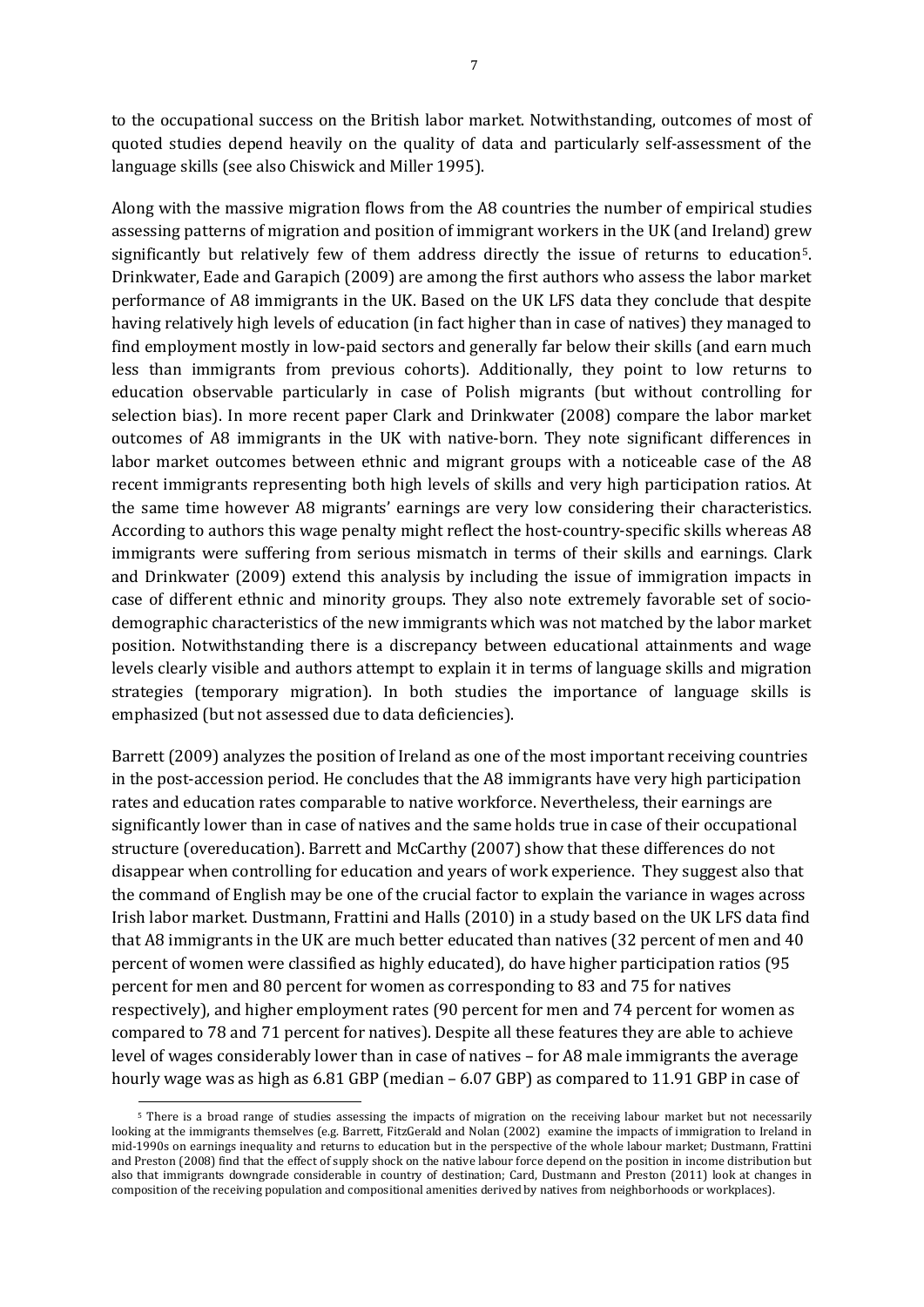to the occupational success on the British labor market. Notwithstanding, outcomes of most of quoted studies depend heavily on the quality of data and particularly self-assessment of the language skills (see also Chiswick and Miller 1995).

Along with the massive migration flows from the A8 countries the number of empirical studies assessing patterns of migration and position of immigrant workers in the UK (and Ireland) grew significantly but relatively few of them address directly the issue of returns to education[5]. Drinkwater, Eade and Garapich (2009) are among the first authors who assess the labor market performance of A8 immigrants in the UK. Based on the UK LFS data they conclude that despite having relatively high levels of education (in fact higher than in case of natives) they managed to find employment mostly in low-paid sectors and generally far below their skills (and earn much less than immigrants from previous cohorts). Additionally, they point to low returns to education observable particularly in case of Polish migrants (but without controlling for selection bias). In more recent paper Clark and Drinkwater (2008) compare the labor market outcomes of A8 immigrants in the UK with native-born. They note significant differences in labor market outcomes between ethnic and migrant groups with a noticeable case of the A8 recent immigrants representing both high levels of skills and very high participation ratios. At the same time however A8 migrants' earnings are very low considering their characteristics. According to authors this wage penalty might reflect the host-country-specific skills whereas A8 immigrants were suffering from serious mismatch in terms of their skills and earnings. Clark and Drinkwater (2009) extend this analysis by including the issue of immigration impacts in case of different ethnic and minority groups. They also note extremely favorable set of socio-demographic characteristics of the new immigrants which was not matched by the labor market position. Notwithstanding there is a discrepancy between educational attainments and wage levels clearly visible and authors attempt to explain it in terms of language skills and migration strategies (temporary migration). In both studies the importance of language skills is emphasized (but not assessed due to data deficiencies).

Barrett (2009) analyzes the position of Ireland as one of the most important receiving countries in the post-accession period. He concludes that the A8 immigrants have very high participation rates and education rates comparable to native workforce. Nevertheless, their earnings are significantly lower than in case of natives and the same holds true in case of their occupational structure (overeducation). Barrett and McCarthy (2007) show that these differences do not disappear when controlling for education and years of work experience. They suggest also that the command of English may be one of the crucial factor to explain the variance in wages across Irish labor market. Dustmann, Frattini and Halls (2010) in a study based on the UK LFS data find that A8 immigrants in the UK are much better educated than natives (32 percent of men and 40 percent of women were classified as highly educated), do have higher participation ratios (95 percent for men and 80 percent for women as corresponding to 83 and 75 for natives respectively), and higher employment rates (90 percent for men and 74 percent for women as compared to 78 and 71 percent for natives). Despite all these features they are able to achieve level of wages considerably lower than in case of natives – for A8 male immigrants the average hourly wage was as high as 6.81 GBP (median – 6.07 GBP) as compared to 11.91 GBP in case of

[5] There is a broad range of studies assessing the impacts of migration on the receiving labour market but not necessarily looking at the immigrants themselves (e.g. Barrett, FitzGerald and Nolan (2002) examine the impacts of immigration to Ireland in mid-1990s on earnings inequality and returns to education but in the perspective of the whole labour market; Dustmann, Frattini and Preston (2008) find that the effect of supply shock on the native labour force depend on the position in income distribution but also that immigrants downgrade considerable in country of destination; Card, Dustmann and Preston (2011) look at changes in composition of the receiving population and compositional amenities derived by natives from neighborhoods or workplaces).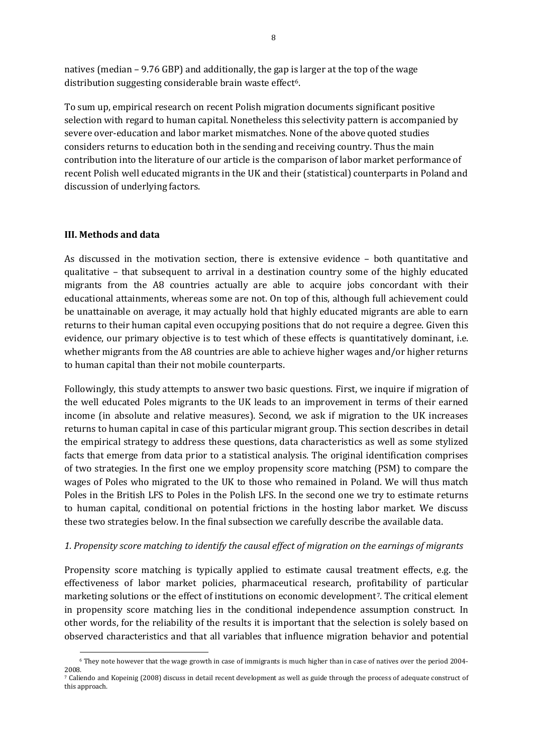natives (median – 9.76 GBP) and additionally, the gap is larger at the top of the wage distribution suggesting considerable brain waste effect[6].

To sum up, empirical research on recent Polish migration documents significant positive selection with regard to human capital. Nonetheless this selectivity pattern is accompanied by severe over-education and labor market mismatches. None of the above quoted studies considers returns to education both in the sending and receiving country. Thus the main contribution into the literature of our article is the comparison of labor market performance of recent Polish well educated migrants in the UK and their (statistical) counterparts in Poland and discussion of underlying factors.

## III. Methods and data

As discussed in the motivation section, there is extensive evidence – both quantitative and qualitative – that subsequent to arrival in a destination country some of the highly educated migrants from the A8 countries actually are able to acquire jobs concordant with their educational attainments, whereas some are not. On top of this, although full achievement could be unattainable on average, it may actually hold that highly educated migrants are able to earn returns to their human capital even occupying positions that do not require a degree. Given this evidence, our primary objective is to test which of these effects is quantitatively dominant, i.e. whether migrants from the A8 countries are able to achieve higher wages and/or higher returns to human capital than their not mobile counterparts.

Followingly, this study attempts to answer two basic questions. First, we inquire if migration of the well educated Poles migrants to the UK leads to an improvement in terms of their earned income (in absolute and relative measures). Second, we ask if migration to the UK increases returns to human capital in case of this particular migrant group. This section describes in detail the empirical strategy to address these questions, data characteristics as well as some stylized facts that emerge from data prior to a statistical analysis. The original identification comprises of two strategies. In the first one we employ propensity score matching (PSM) to compare the wages of Poles who migrated to the UK to those who remained in Poland. We will thus match Poles in the British LFS to Poles in the Polish LFS. In the second one we try to estimate returns to human capital, conditional on potential frictions in the hosting labor market. We discuss these two strategies below. In the final subsection we carefully describe the available data.

### *1. Propensity score matching to identify the causal effect of migration on the earnings of migrants*

Propensity score matching is typically applied to estimate causal treatment effects, e.g. the effectiveness of labor market policies, pharmaceutical research, profitability of particular marketing solutions or the effect of institutions on economic development[7]. The critical element in propensity score matching lies in the conditional independence assumption construct. In other words, for the reliability of the results it is important that the selection is solely based on observed characteristics and that all variables that influence migration behavior and potential

[6] They note however that the wage growth in case of immigrants is much higher than in case of natives over the period 2004-2008.

[7] Caliendo and Kopeinig (2008) discuss in detail recent development as well as guide through the process of adequate construct of this approach.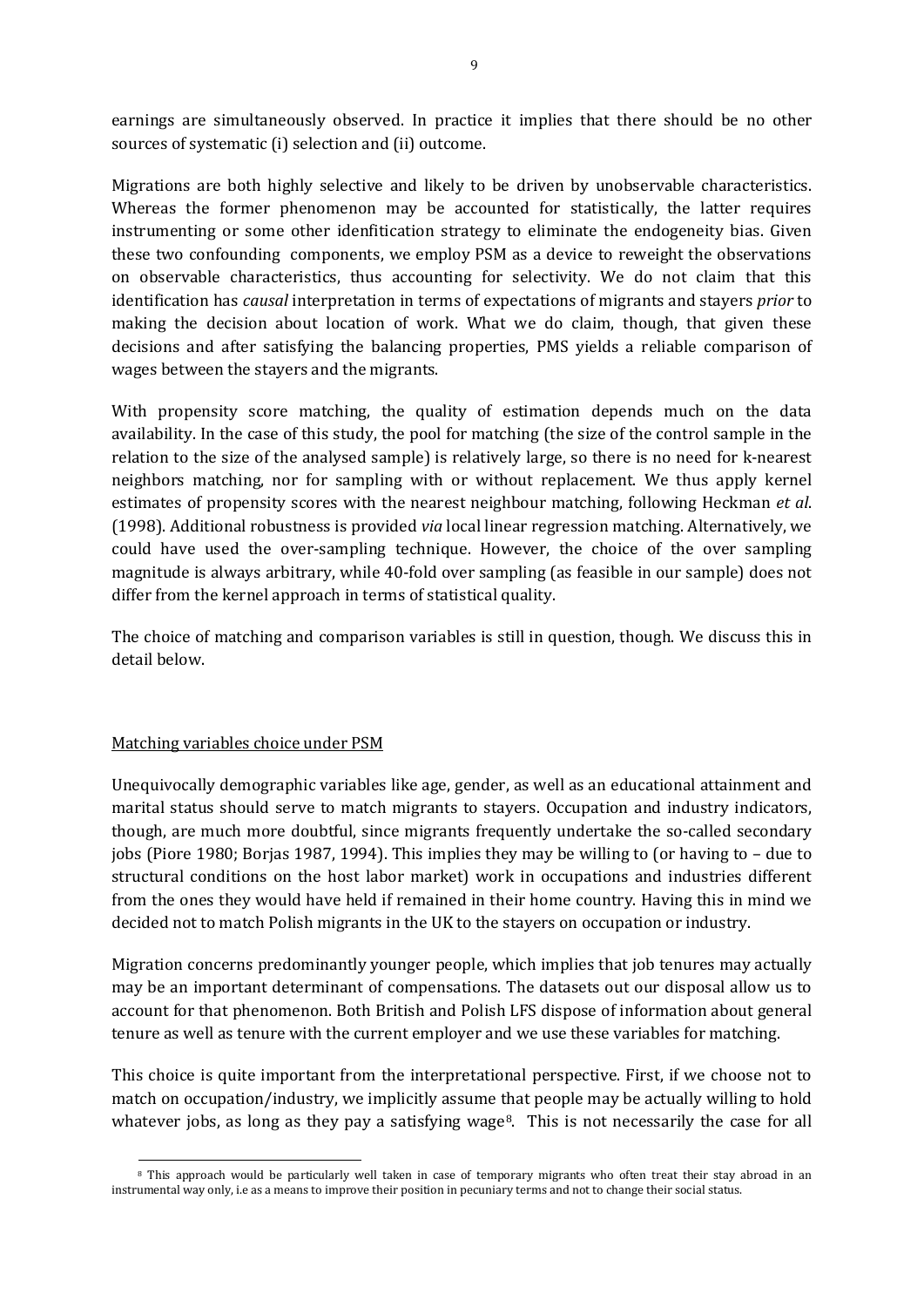earnings are simultaneously observed. In practice it implies that there should be no other sources of systematic (i) selection and (ii) outcome.

Migrations are both highly selective and likely to be driven by unobservable characteristics. Whereas the former phenomenon may be accounted for statistically, the latter requires instrumenting or some other idenfitication strategy to eliminate the endogeneity bias. Given these two confounding components, we employ PSM as a device to reweight the observations on observable characteristics, thus accounting for selectivity. We do not claim that this identification has *causal* interpretation in terms of expectations of migrants and stayers *prior* to making the decision about location of work. What we do claim, though, that given these decisions and after satisfying the balancing properties, PMS yields a reliable comparison of wages between the stayers and the migrants.

With propensity score matching, the quality of estimation depends much on the data availability. In the case of this study, the pool for matching (the size of the control sample in the relation to the size of the analysed sample) is relatively large, so there is no need for k-nearest neighbors matching, nor for sampling with or without replacement. We thus apply kernel estimates of propensity scores with the nearest neighbour matching, following Heckman *et al*. (1998). Additional robustness is provided *via* local linear regression matching. Alternatively, we could have used the over-sampling technique. However, the choice of the over sampling magnitude is always arbitrary, while 40-fold over sampling (as feasible in our sample) does not differ from the kernel approach in terms of statistical quality.

The choice of matching and comparison variables is still in question, though. We discuss this in detail below.

## Matching variables choice under PSM

Unequivocally demographic variables like age, gender, as well as an educational attainment and marital status should serve to match migrants to stayers. Occupation and industry indicators, though, are much more doubtful, since migrants frequently undertake the so-called secondary jobs (Piore 1980; Borjas 1987, 1994). This implies they may be willing to (or having to – due to structural conditions on the host labor market) work in occupations and industries different from the ones they would have held if remained in their home country. Having this in mind we decided not to match Polish migrants in the UK to the stayers on occupation or industry.

Migration concerns predominantly younger people, which implies that job tenures may actually may be an important determinant of compensations. The datasets out our disposal allow us to account for that phenomenon. Both British and Polish LFS dispose of information about general tenure as well as tenure with the current employer and we use these variables for matching.

This choice is quite important from the interpretational perspective. First, if we choose not to match on occupation/industry, we implicitly assume that people may be actually willing to hold whatever jobs, as long as they pay a satisfying wage[8]. This is not necessarily the case for all

[8] This approach would be particularly well taken in case of temporary migrants who often treat their stay abroad in an instrumental way only, i.e as a means to improve their position in pecuniary terms and not to change their social status.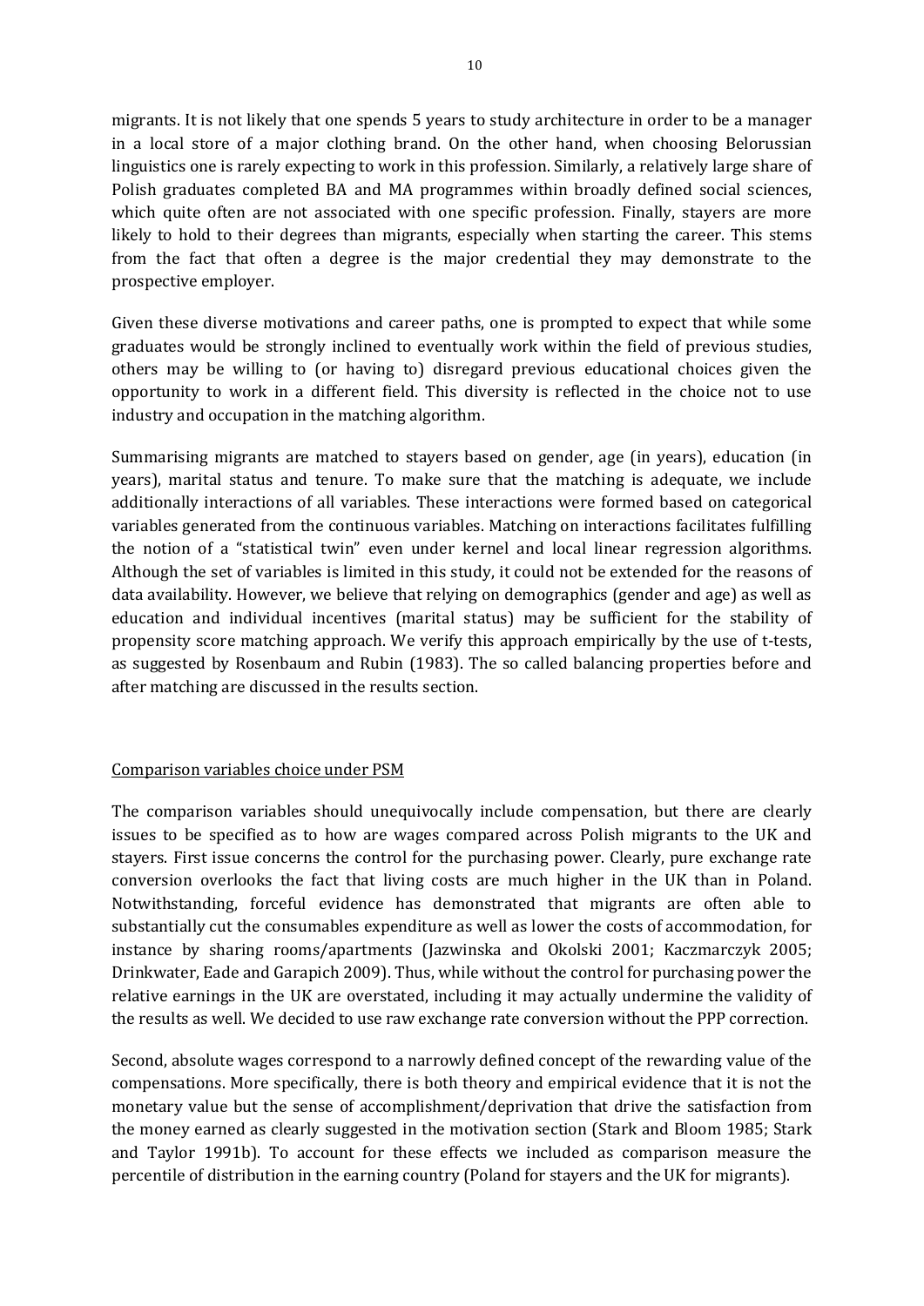migrants. It is not likely that one spends 5 years to study architecture in order to be a manager in a local store of a major clothing brand. On the other hand, when choosing Belorussian linguistics one is rarely expecting to work in this profession. Similarly, a relatively large share of Polish graduates completed BA and MA programmes within broadly defined social sciences, which quite often are not associated with one specific profession. Finally, stayers are more likely to hold to their degrees than migrants, especially when starting the career. This stems from the fact that often a degree is the major credential they may demonstrate to the prospective employer.

Given these diverse motivations and career paths, one is prompted to expect that while some graduates would be strongly inclined to eventually work within the field of previous studies, others may be willing to (or having to) disregard previous educational choices given the opportunity to work in a different field. This diversity is reflected in the choice not to use industry and occupation in the matching algorithm.

Summarising migrants are matched to stayers based on gender, age (in years), education (in years), marital status and tenure. To make sure that the matching is adequate, we include additionally interactions of all variables. These interactions were formed based on categorical variables generated from the continuous variables. Matching on interactions facilitates fulfilling the notion of a "statistical twin" even under kernel and local linear regression algorithms. Although the set of variables is limited in this study, it could not be extended for the reasons of data availability. However, we believe that relying on demographics (gender and age) as well as education and individual incentives (marital status) may be sufficient for the stability of propensity score matching approach. We verify this approach empirically by the use of t-tests, as suggested by Rosenbaum and Rubin (1983). The so called balancing properties before and after matching are discussed in the results section.

## Comparison variables choice under PSM

The comparison variables should unequivocally include compensation, but there are clearly issues to be specified as to how are wages compared across Polish migrants to the UK and stayers. First issue concerns the control for the purchasing power. Clearly, pure exchange rate conversion overlooks the fact that living costs are much higher in the UK than in Poland. Notwithstanding, forceful evidence has demonstrated that migrants are often able to substantially cut the consumables expenditure as well as lower the costs of accommodation, for instance by sharing rooms/apartments (Jazwinska and Okolski 2001; Kaczmarczyk 2005; Drinkwater, Eade and Garapich 2009). Thus, while without the control for purchasing power the relative earnings in the UK are overstated, including it may actually undermine the validity of the results as well. We decided to use raw exchange rate conversion without the PPP correction.

Second, absolute wages correspond to a narrowly defined concept of the rewarding value of the compensations. More specifically, there is both theory and empirical evidence that it is not the monetary value but the sense of accomplishment/deprivation that drive the satisfaction from the money earned as clearly suggested in the motivation section (Stark and Bloom 1985; Stark and Taylor 1991b). To account for these effects we included as comparison measure the percentile of distribution in the earning country (Poland for stayers and the UK for migrants).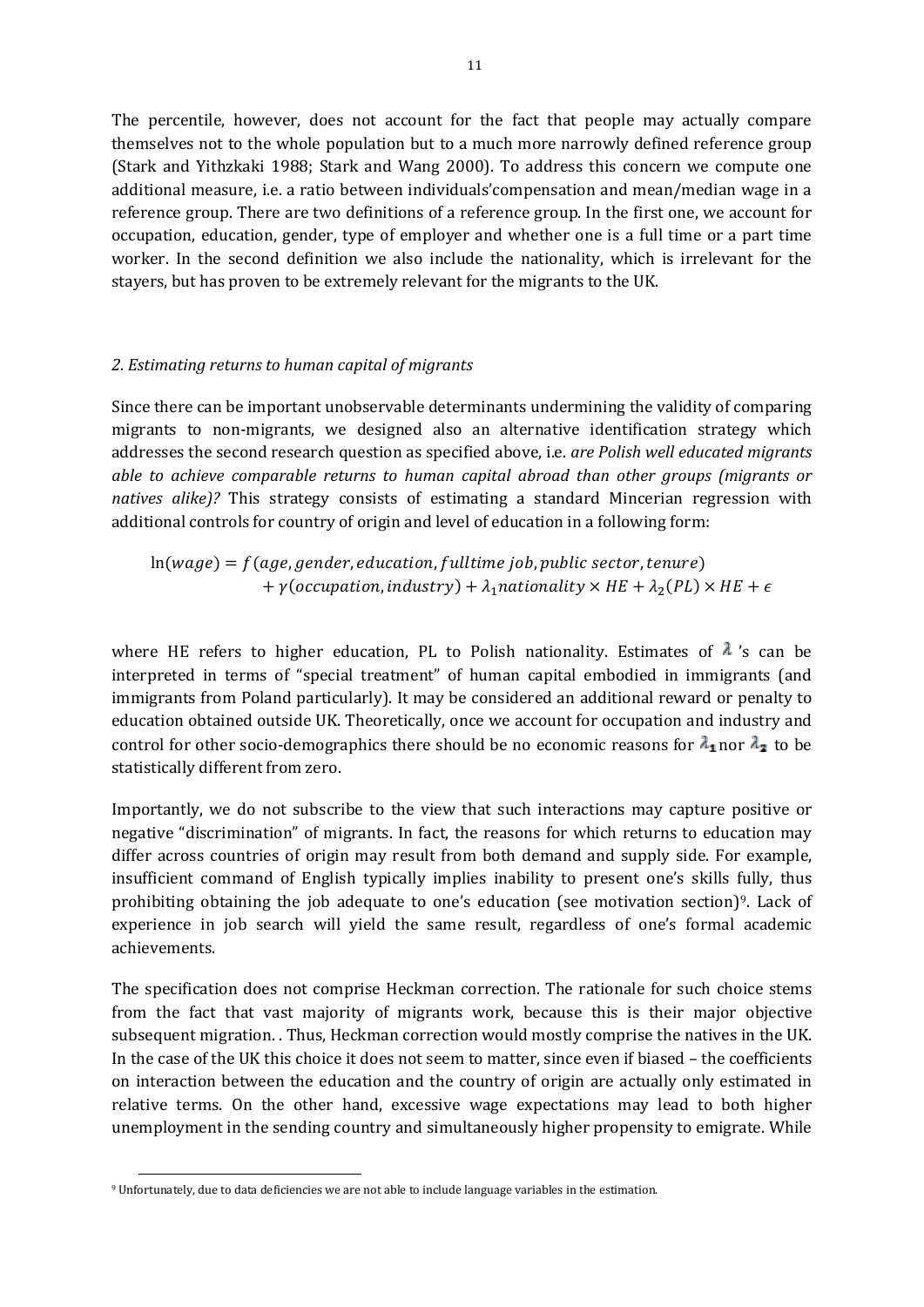The percentile, however, does not account for the fact that people may actually compare themselves not to the whole population but to a much more narrowly defined reference group (Stark and Yithzkaki 1988; Stark and Wang 2000). To address this concern we compute one additional measure, i.e. a ratio between individuals'compensation and mean/median wage in a reference group. There are two definitions of a reference group. In the first one, we account for occupation, education, gender, type of employer and whether one is a full time or a part time worker. In the second definition we also include the nationality, which is irrelevant for the stayers, but has proven to be extremely relevant for the migrants to the UK.

*2. Estimating returns to human capital of migrants*

Since there can be important unobservable determinants undermining the validity of comparing migrants to non-migrants, we designed also an alternative identification strategy which addresses the second research question as specified above, i.e. *are Polish well educated migrants able to achieve comparable returns to human capital abroad than other groups (migrants or natives alike)?* This strategy consists of estimating a standard Mincerian regression with additional controls for country of origin and level of education in a following form:

$$\ln(wage) = f(age, gender, education, fulltime\ job, public\ sector, tenure) \\ + \gamma(occupation, industry) + \lambda_1 nationality \times HE + \lambda_2(PL) \times HE + \epsilon$$

where HE refers to higher education, PL to Polish nationality. Estimates of $\lambda$ 's can be interpreted in terms of "special treatment" of human capital embodied in immigrants (and immigrants from Poland particularly). It may be considered an additional reward or penalty to education obtained outside UK. Theoretically, once we account for occupation and industry and control for other socio-demographics there should be no economic reasons for $\lambda_1$ nor $\lambda_2$ to be statistically different from zero.

Importantly, we do not subscribe to the view that such interactions may capture positive or negative "discrimination" of migrants. In fact, the reasons for which returns to education may differ across countries of origin may result from both demand and supply side. For example, insufficient command of English typically implies inability to present one's skills fully, thus prohibiting obtaining the job adequate to one's education (see motivation section)[9]. Lack of experience in job search will yield the same result, regardless of one's formal academic achievements.

The specification does not comprise Heckman correction. The rationale for such choice stems from the fact that vast majority of migrants work, because this is their major objective subsequent migration. . Thus, Heckman correction would mostly comprise the natives in the UK. In the case of the UK this choice it does not seem to matter, since even if biased – the coefficients on interaction between the education and the country of origin are actually only estimated in relative terms. On the other hand, excessive wage expectations may lead to both higher unemployment in the sending country and simultaneously higher propensity to emigrate. While

[9] Unfortunately, due to data deficiencies we are not able to include language variables in the estimation.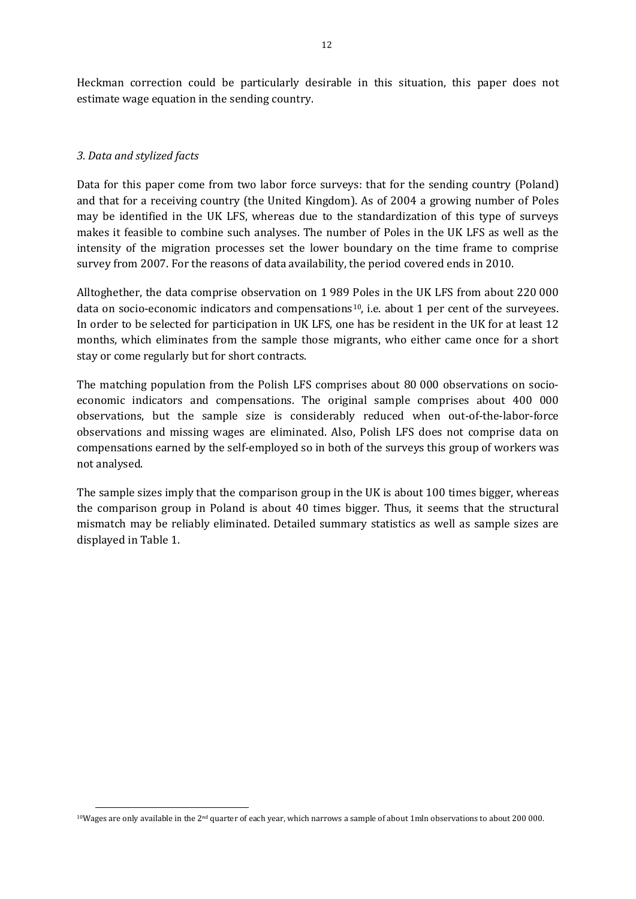Heckman correction could be particularly desirable in this situation, this paper does not estimate wage equation in the sending country.

### *3. Data and stylized facts*

Data for this paper come from two labor force surveys: that for the sending country (Poland) and that for a receiving country (the United Kingdom). As of 2004 a growing number of Poles may be identified in the UK LFS, whereas due to the standardization of this type of surveys makes it feasible to combine such analyses. The number of Poles in the UK LFS as well as the intensity of the migration processes set the lower boundary on the time frame to comprise survey from 2007. For the reasons of data availability, the period covered ends in 2010.

Alltoghether, the data comprise observation on 1 989 Poles in the UK LFS from about 220 000 data on socio-economic indicators and compensations[10], i.e. about 1 per cent of the surveyees. In order to be selected for participation in UK LFS, one has be resident in the UK for at least 12 months, which eliminates from the sample those migrants, who either came once for a short stay or come regularly but for short contracts.

The matching population from the Polish LFS comprises about 80 000 observations on socio-economic indicators and compensations. The original sample comprises about 400 000 observations, but the sample size is considerably reduced when out-of-the-labor-force observations and missing wages are eliminated. Also, Polish LFS does not comprise data on compensations earned by the self-employed so in both of the surveys this group of workers was not analysed.

The sample sizes imply that the comparison group in the UK is about 100 times bigger, whereas the comparison group in Poland is about 40 times bigger. Thus, it seems that the structural mismatch may be reliably eliminated. Detailed summary statistics as well as sample sizes are displayed in Table 1.

[10] Wages are only available in the 2nd quarter of each year, which narrows a sample of about 1mln observations to about 200 000.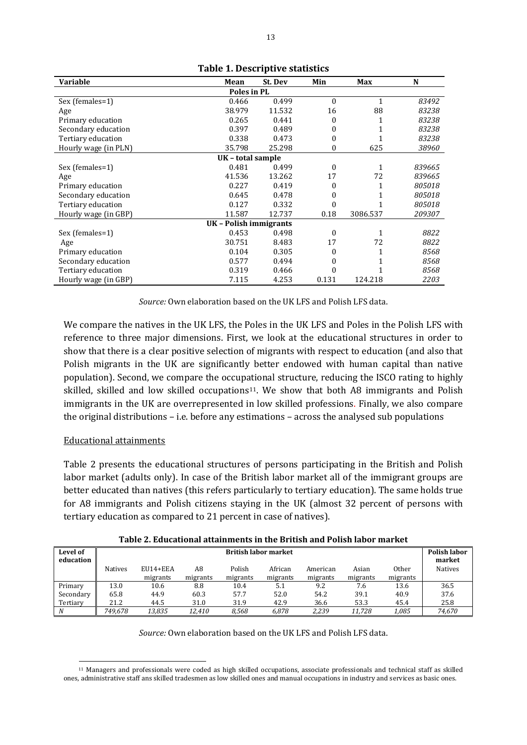**Table 1. Descriptive statistics**

| Variable | Mean | St. Dev | Min | Max | N |
|---|---|---|---|---|---|
| **Poles in PL** | | | | | |
| Sex (females=1) | 0.466 | 0.499 | 0 | 1 | *83492* |
| Age | 38.979 | 11.532 | 16 | 88 | *83238* |
| Primary education | 0.265 | 0.441 | 0 | 1 | *83238* |
| Secondary education | 0.397 | 0.489 | 0 | 1 | *83238* |
| Tertiary education | 0.338 | 0.473 | 0 | 1 | *83238* |
| Hourly wage (in PLN) | 35.798 | 25.298 | 0 | 625 | *38960* |
| **UK – total sample** | | | | | |
| Sex (females=1) | 0.481 | 0.499 | 0 | 1 | *839665* |
| Age | 41.536 | 13.262 | 17 | 72 | *839665* |
| Primary education | 0.227 | 0.419 | 0 | 1 | *805018* |
| Secondary education | 0.645 | 0.478 | 0 | 1 | *805018* |
| Tertiary education | 0.127 | 0.332 | 0 | 1 | *805018* |
| Hourly wage (in GBP) | 11.587 | 12.737 | 0.18 | 3086.537 | *209307* |
| **UK – Polish immigrants** | | | | | |
| Sex (females=1) | 0.453 | 0.498 | 0 | 1 | *8822* |
| Age | 30.751 | 8.483 | 17 | 72 | *8822* |
| Primary education | 0.104 | 0.305 | 0 | 1 | *8568* |
| Secondary education | 0.577 | 0.494 | 0 | 1 | *8568* |
| Tertiary education | 0.319 | 0.466 | 0 | 1 | *8568* |
| Hourly wage (in GBP) | 7.115 | 4.253 | 0.131 | 124.218 | *2203* |

*Source:* Own elaboration based on the UK LFS and Polish LFS data.

We compare the natives in the UK LFS, the Poles in the UK LFS and Poles in the Polish LFS with reference to three major dimensions. First, we look at the educational structures in order to show that there is a clear positive selection of migrants with respect to education (and also that Polish migrants in the UK are significantly better endowed with human capital than native population). Second, we compare the occupational structure, reducing the ISCO rating to highly skilled, skilled and low skilled occupations[11]. We show that both A8 immigrants and Polish immigrants in the UK are overrepresented in low skilled professions. Finally, we also compare the original distributions – i.e. before any estimations – across the analysed sub populations

Educational attainments

Table 2 presents the educational structures of persons participating in the British and Polish labor market (adults only). In case of the British labor market all of the immigrant groups are better educated than natives (this refers particularly to tertiary education). The same holds true for A8 immigrants and Polish citizens staying in the UK (almost 32 percent of persons with tertiary education as compared to 21 percent in case of natives).

**Table 2. Educational attainments in the British and Polish labor market**

| Level of education | British labor market | | | | | | | | Polish labor market |
|---|---|---|---|---|---|---|---|---|---|
| | Natives | EU14+EEA migrants | A8 migrants | Polish migrants | African migrants | American migrants | Asian migrants | Other migrants | Natives |
| Primary | 13.0 | 10.6 | 8.8 | 10.4 | 5.1 | 9.2 | 7.6 | 13.6 | 36.5 |
| Secondary | 65.8 | 44.9 | 60.3 | 57.7 | 52.0 | 54.2 | 39.1 | 40.9 | 37.6 |
| Tertiary | 21.2 | 44.5 | 31.0 | 31.9 | 42.9 | 36.6 | 53.3 | 45.4 | 25.8 |
| *N* | *749,678* | *13,835* | *12,410* | *8,568* | *6,878* | *2,239* | *11,728* | *1,085* | *74,670* |

*Source:* Own elaboration based on the UK LFS and Polish LFS data.

[11] Managers and professionals were coded as high skilled occupations, associate professionals and technical staff as skilled ones, administrative staff ans skilled tradesmen as low skilled ones and manual occupations in industry and services as basic ones.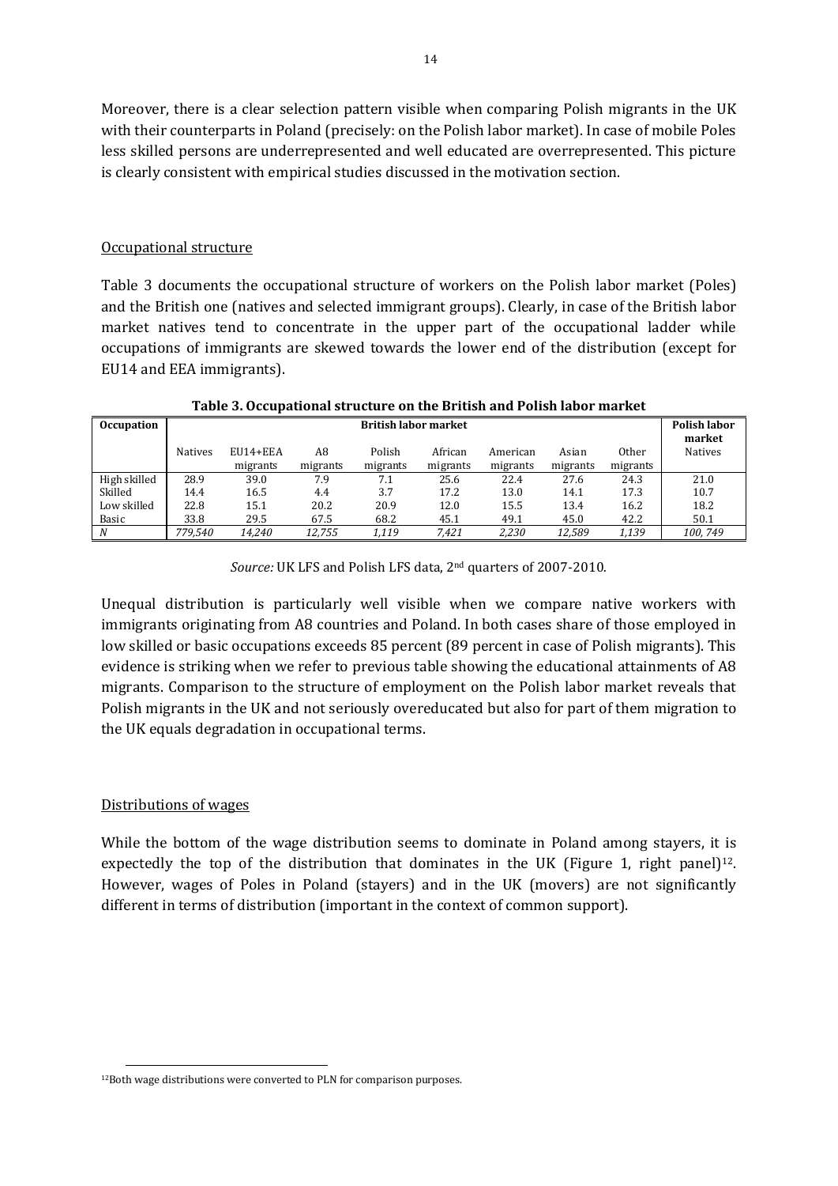Moreover, there is a clear selection pattern visible when comparing Polish migrants in the UK with their counterparts in Poland (precisely: on the Polish labor market). In case of mobile Poles less skilled persons are underrepresented and well educated are overrepresented. This picture is clearly consistent with empirical studies discussed in the motivation section.

Occupational structure

Table 3 documents the occupational structure of workers on the Polish labor market (Poles) and the British one (natives and selected immigrant groups). Clearly, in case of the British labor market natives tend to concentrate in the upper part of the occupational ladder while occupations of immigrants are skewed towards the lower end of the distribution (except for EU14 and EEA immigrants).

**Table 3. Occupational structure on the British and Polish labor market**

| Occupation | British labor market | | | | | | | | Polish labor market |
|---|---|---|---|---|---|---|---|---|---|
| | Natives | EU14+EEA migrants | A8 migrants | Polish migrants | African migrants | American migrants | Asian migrants | Other migrants | Natives |
| High skilled | 28.9 | 39.0 | 7.9 | 7.1 | 25.6 | 22.4 | 27.6 | 24.3 | 21.0 |
| Skilled | 14.4 | 16.5 | 4.4 | 3.7 | 17.2 | 13.0 | 14.1 | 17.3 | 10.7 |
| Low skilled | 22.8 | 15.1 | 20.2 | 20.9 | 12.0 | 15.5 | 13.4 | 16.2 | 18.2 |
| Basic | 33.8 | 29.5 | 67.5 | 68.2 | 45.1 | 49.1 | 45.0 | 42.2 | 50.1 |
| *N* | *779,540* | *14,240* | *12,755* | *1,119* | *7,421* | *2,230* | *12,589* | *1,139* | *100, 749* |

*Source:* UK LFS and Polish LFS data, 2nd quarters of 2007-2010.

Unequal distribution is particularly well visible when we compare native workers with immigrants originating from A8 countries and Poland. In both cases share of those employed in low skilled or basic occupations exceeds 85 percent (89 percent in case of Polish migrants). This evidence is striking when we refer to previous table showing the educational attainments of A8 migrants. Comparison to the structure of employment on the Polish labor market reveals that Polish migrants in the UK and not seriously overeducated but also for part of them migration to the UK equals degradation in occupational terms.

Distributions of wages

While the bottom of the wage distribution seems to dominate in Poland among stayers, it is expectedly the top of the distribution that dominates in the UK (Figure 1, right panel)[12]. However, wages of Poles in Poland (stayers) and in the UK (movers) are not significantly different in terms of distribution (important in the context of common support).

[12] Both wage distributions were converted to PLN for comparison purposes.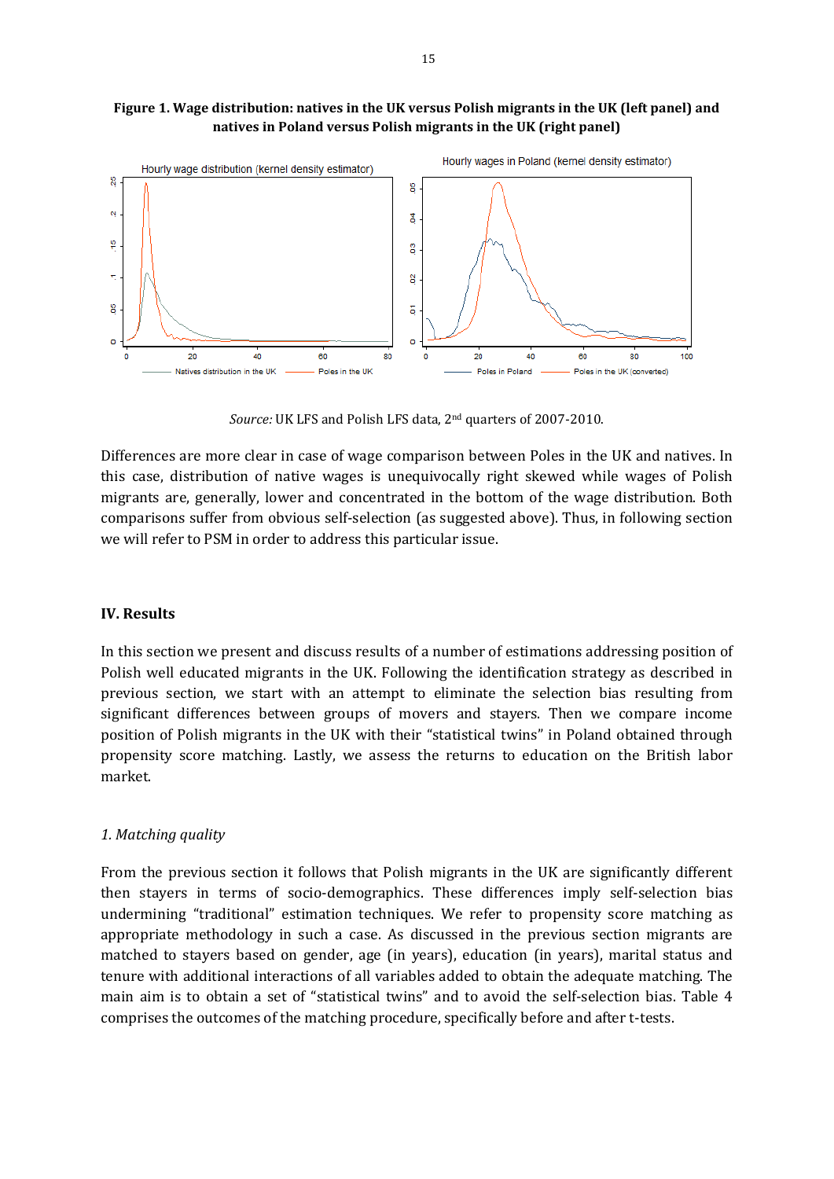**Figure 1. Wage distribution: natives in the UK versus Polish migrants in the UK (left panel) and natives in Poland versus Polish migrants in the UK (right panel)**

*Source:* UK LFS and Polish LFS data, 2nd quarters of 2007-2010.

Differences are more clear in case of wage comparison between Poles in the UK and natives. In this case, distribution of native wages is unequivocally right skewed while wages of Polish migrants are, generally, lower and concentrated in the bottom of the wage distribution. Both comparisons suffer from obvious self-selection (as suggested above). Thus, in following section we will refer to PSM in order to address this particular issue.

## IV. Results

In this section we present and discuss results of a number of estimations addressing position of Polish well educated migrants in the UK. Following the identification strategy as described in previous section, we start with an attempt to eliminate the selection bias resulting from significant differences between groups of movers and stayers. Then we compare income position of Polish migrants in the UK with their "statistical twins" in Poland obtained through propensity score matching. Lastly, we assess the returns to education on the British labor market.

### *1. Matching quality*

From the previous section it follows that Polish migrants in the UK are significantly different then stayers in terms of socio-demographics. These differences imply self-selection bias undermining "traditional" estimation techniques. We refer to propensity score matching as appropriate methodology in such a case. As discussed in the previous section migrants are matched to stayers based on gender, age (in years), education (in years), marital status and tenure with additional interactions of all variables added to obtain the adequate matching. The main aim is to obtain a set of "statistical twins" and to avoid the self-selection bias. Table 4 comprises the outcomes of the matching procedure, specifically before and after t-tests.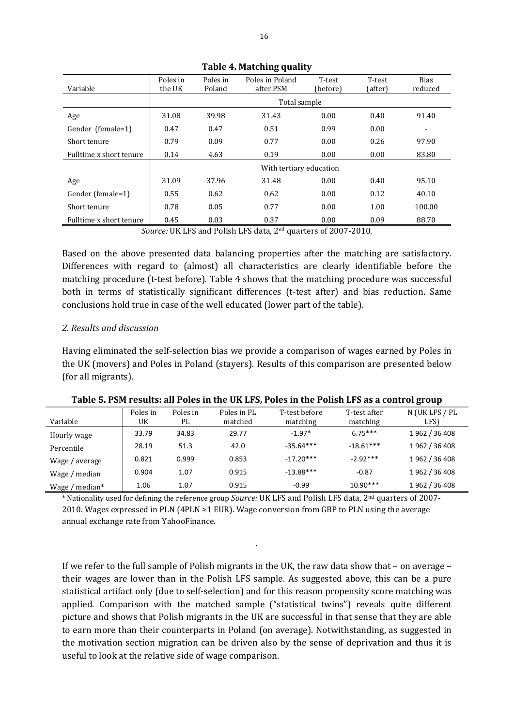**Table 4. Matching quality**

| Variable | Poles in the UK | Poles in Poland | Poles in Poland after PSM | T-test (before) | T-test (after) | Bias reduced |
|---|---|---|---|---|---|---|
| | Total sample | | | | | |
| Age | 31.08 | 39.98 | 31.43 | 0.00 | 0.40 | 91.40 |
| Gender (female=1) | 0.47 | 0.47 | 0.51 | 0.99 | 0.00 | - |
| Short tenure | 0.79 | 0.09 | 0.77 | 0.00 | 0.26 | 97.90 |
| Fulltime x short tenure | 0.14 | 4.63 | 0.19 | 0.00 | 0.00 | 83.80 |
| | With tertiary education | | | | | |
| Age | 31.09 | 37.96 | 31.48 | 0.00 | 0.40 | 95.10 |
| Gender (female=1) | 0.55 | 0.62 | 0.62 | 0.00 | 0.12 | 40.10 |
| Short tenure | 0.78 | 0.05 | 0.77 | 0.00 | 1.00 | 100.00 |
| Fulltime x short tenure | 0.45 | 0.03 | 0.37 | 0.00 | 0.09 | 88.70 |

*Source:* UK LFS and Polish LFS data, 2nd quarters of 2007-2010.

Based on the above presented data balancing properties after the matching are satisfactory. Differences with regard to (almost) all characteristics are clearly identifiable before the matching procedure (t-test before). Table 4 shows that the matching procedure was successful both in terms of statistically significant differences (t-test after) and bias reduction. Same conclusions hold true in case of the well educated (lower part of the table).

*2. Results and discussion*

Having eliminated the self-selection bias we provide a comparison of wages earned by Poles in the UK (movers) and Poles in Poland (stayers). Results of this comparison are presented below (for all migrants).

**Table 5. PSM results: all Poles in the UK LFS, Poles in the Polish LFS as a control group**

| Variable | Poles in UK | Poles in PL | Poles in PL matched | T-test before matching | T-test after matching | N (UK LFS / PL LFS) |
|---|---|---|---|---|---|---|
| Hourly wage | 33.79 | 34.83 | 29.77 | -1.97* | 6.75*** | 1 962 / 36 408 |
| Percentile | 28.19 | 51.3 | 42.0 | -35.64*** | -18.61*** | 1 962 / 36 408 |
| Wage / average | 0.821 | 0.999 | 0.853 | -17.20*** | -2.92*** | 1 962 / 36 408 |
| Wage / median | 0.904 | 1.07 | 0.915 | -13.88*** | -0.87 | 1 962 / 36 408 |
| Wage / median* | 1.06 | 1.07 | 0.915 | -0.99 | 10.90*** | 1 962 / 36 408 |

\* Nationality used for defining the reference group *Source:* UK LFS and Polish LFS data, 2nd quarters of 2007-2010. Wages expressed in PLN (4PLN ≈1 EUR). Wage conversion from GBP to PLN using the average annual exchange rate from YahooFinance.

If we refer to the full sample of Polish migrants in the UK, the raw data show that – on average – their wages are lower than in the Polish LFS sample. As suggested above, this can be a pure statistical artifact only (due to self-selection) and for this reason propensity score matching was applied. Comparison with the matched sample ("statistical twins") reveals quite different picture and shows that Polish migrants in the UK are successful in that sense that they are able to earn more than their counterparts in Poland (on average). Notwithstanding, as suggested in the motivation section migration can be driven also by the sense of deprivation and thus it is useful to look at the relative side of wage comparison.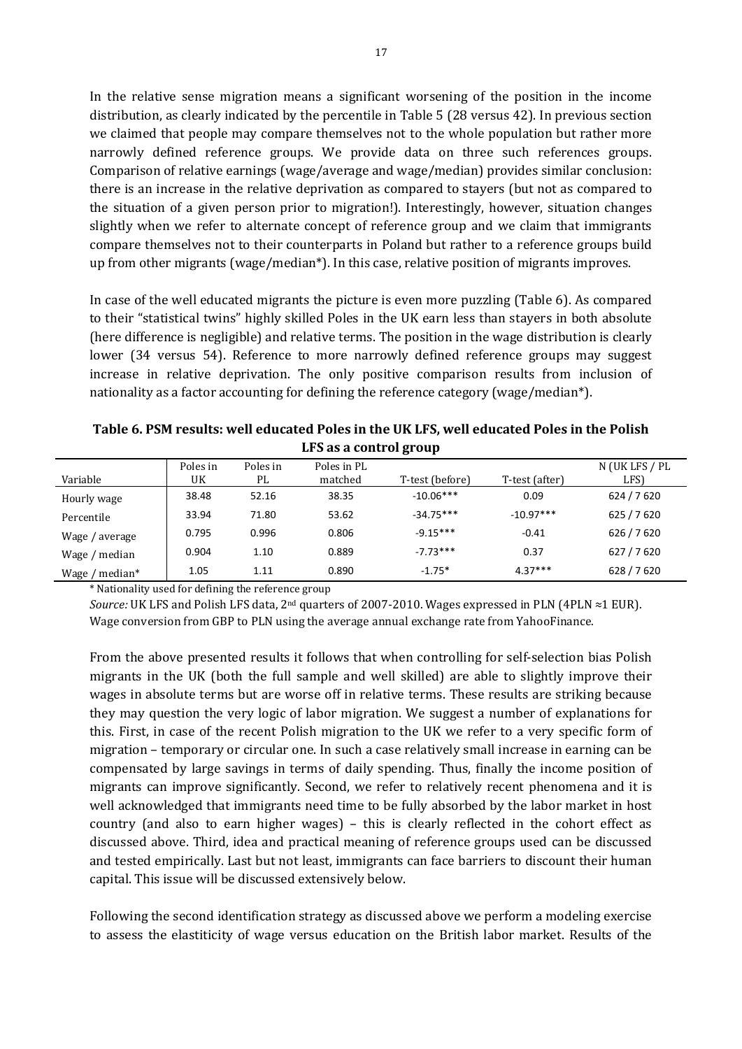In the relative sense migration means a significant worsening of the position in the income distribution, as clearly indicated by the percentile in Table 5 (28 versus 42). In previous section we claimed that people may compare themselves not to the whole population but rather more narrowly defined reference groups. We provide data on three such references groups. Comparison of relative earnings (wage/average and wage/median) provides similar conclusion: there is an increase in the relative deprivation as compared to stayers (but not as compared to the situation of a given person prior to migration!). Interestingly, however, situation changes slightly when we refer to alternate concept of reference group and we claim that immigrants compare themselves not to their counterparts in Poland but rather to a reference groups build up from other migrants (wage/median*). In this case, relative position of migrants improves.

In case of the well educated migrants the picture is even more puzzling (Table 6). As compared to their "statistical twins" highly skilled Poles in the UK earn less than stayers in both absolute (here difference is negligible) and relative terms. The position in the wage distribution is clearly lower (34 versus 54). Reference to more narrowly defined reference groups may suggest increase in relative deprivation. The only positive comparison results from inclusion of nationality as a factor accounting for defining the reference category (wage/median*).

**Table 6. PSM results: well educated Poles in the UK LFS, well educated Poles in the Polish LFS as a control group**

| Variable | Poles in UK | Poles in PL | Poles in PL matched | T-test (before) | T-test (after) | N (UK LFS / PL LFS) |
|---|---|---|---|---|---|---|
| Hourly wage | 38.48 | 52.16 | 38.35 | -10.06*** | 0.09 | 624 / 7 620 |
| Percentile | 33.94 | 71.80 | 53.62 | -34.75*** | -10.97*** | 625 / 7 620 |
| Wage / average | 0.795 | 0.996 | 0.806 | -9.15*** | -0.41 | 626 / 7 620 |
| Wage / median | 0.904 | 1.10 | 0.889 | -7.73*** | 0.37 | 627 / 7 620 |
| Wage / median* | 1.05 | 1.11 | 0.890 | -1.75* | 4.37*** | 628 / 7 620 |

\* Nationality used for defining the reference group

*Source:* UK LFS and Polish LFS data, 2nd quarters of 2007-2010. Wages expressed in PLN (4PLN ≈1 EUR). Wage conversion from GBP to PLN using the average annual exchange rate from YahooFinance.

From the above presented results it follows that when controlling for self-selection bias Polish migrants in the UK (both the full sample and well skilled) are able to slightly improve their wages in absolute terms but are worse off in relative terms. These results are striking because they may question the very logic of labor migration. We suggest a number of explanations for this. First, in case of the recent Polish migration to the UK we refer to a very specific form of migration – temporary or circular one. In such a case relatively small increase in earning can be compensated by large savings in terms of daily spending. Thus, finally the income position of migrants can improve significantly. Second, we refer to relatively recent phenomena and it is well acknowledged that immigrants need time to be fully absorbed by the labor market in host country (and also to earn higher wages) – this is clearly reflected in the cohort effect as discussed above. Third, idea and practical meaning of reference groups used can be discussed and tested empirically. Last but not least, immigrants can face barriers to discount their human capital. This issue will be discussed extensively below.

Following the second identification strategy as discussed above we perform a modeling exercise to assess the elastiticity of wage versus education on the British labor market. Results of the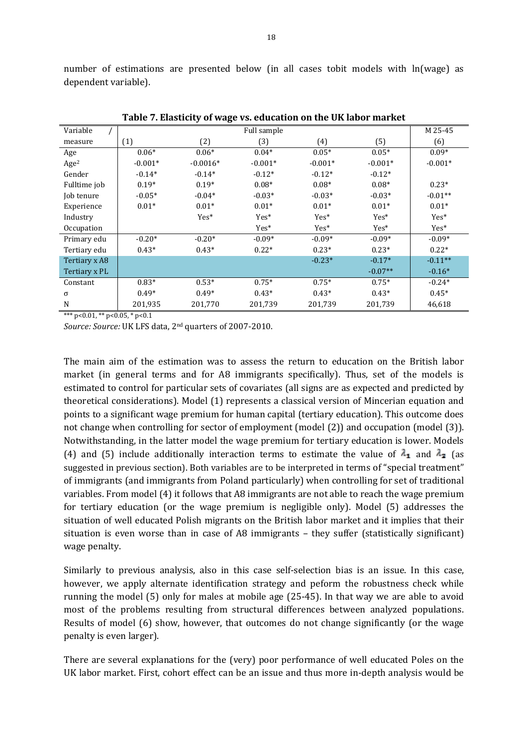number of estimations are presented below (in all cases tobit models with ln(wage) as dependent variable).

**Table 7. Elasticity of wage vs. education on the UK labor market**

| Variable / measure | Full sample (1) | (2) | (3) | (4) | (5) | M 25-45 (6) |
|---|---|---|---|---|---|---|
| Age | 0.06* | 0.06* | 0.04* | 0.05* | 0.05* | 0.09* |
| Age$^2$ | -0.001* | -0.0016* | -0.001* | -0.001* | -0.001* | -0.001* |
| Gender | -0.14* | -0.14* | -0.12* | -0.12* | -0.12* | |
| Fulltime job | 0.19* | 0.19* | 0.08* | 0.08* | 0.08* | 0.23* |
| Job tenure | -0.05* | -0.04* | -0.03* | -0.03* | -0.03* | -0.01** |
| Experience | 0.01* | 0.01* | 0.01* | 0.01* | 0.01* | 0.01* |
| Industry | | Yes* | Yes* | Yes* | Yes* | Yes* |
| Occupation | | | Yes* | Yes* | Yes* | Yes* |
| Primary edu | -0.20* | -0.20* | -0.09* | -0.09* | -0.09* | -0.09* |
| Tertiary edu | 0.43* | 0.43* | 0.22* | 0.23* | 0.23* | 0.22* |
| Tertiary x A8 | | | | -0.23* | -0.17* | -0.11** |
| Tertiary x PL | | | | | -0.07** | -0.16* |
| Constant | 0.83* | 0.53* | 0.75* | 0.75* | 0.75* | -0.24* |
| σ | 0.49* | 0.49* | 0.43* | 0.43* | 0.43* | 0.45* |
| N | 201,935 | 201,770 | 201,739 | 201,739 | 201,739 | 46,618 |

*** p<0.01, ** p<0.05, * p<0.1

*Source: Source:* UK LFS data, 2nd quarters of 2007-2010.

The main aim of the estimation was to assess the return to education on the British labor market (in general terms and for A8 immigrants specifically). Thus, set of the models is estimated to control for particular sets of covariates (all signs are as expected and predicted by theoretical considerations). Model (1) represents a classical version of Mincerian equation and points to a significant wage premium for human capital (tertiary education). This outcome does not change when controlling for sector of employment (model (2)) and occupation (model (3)). Notwithstanding, in the latter model the wage premium for tertiary education is lower. Models (4) and (5) include additionally interaction terms to estimate the value of $\lambda_1$ and $\lambda_2$ (as suggested in previous section). Both variables are to be interpreted in terms of "special treatment" of immigrants (and immigrants from Poland particularly) when controlling for set of traditional variables. From model (4) it follows that A8 immigrants are not able to reach the wage premium for tertiary education (or the wage premium is negligible only). Model (5) addresses the situation of well educated Polish migrants on the British labor market and it implies that their situation is even worse than in case of A8 immigrants – they suffer (statistically significant) wage penalty.

Similarly to previous analysis, also in this case self-selection bias is an issue. In this case, however, we apply alternate identification strategy and peform the robustness check while running the model (5) only for males at mobile age (25-45). In that way we are able to avoid most of the problems resulting from structural differences between analyzed populations. Results of model (6) show, however, that outcomes do not change significantly (or the wage penalty is even larger).

There are several explanations for the (very) poor performance of well educated Poles on the UK labor market. First, cohort effect can be an issue and thus more in-depth analysis would be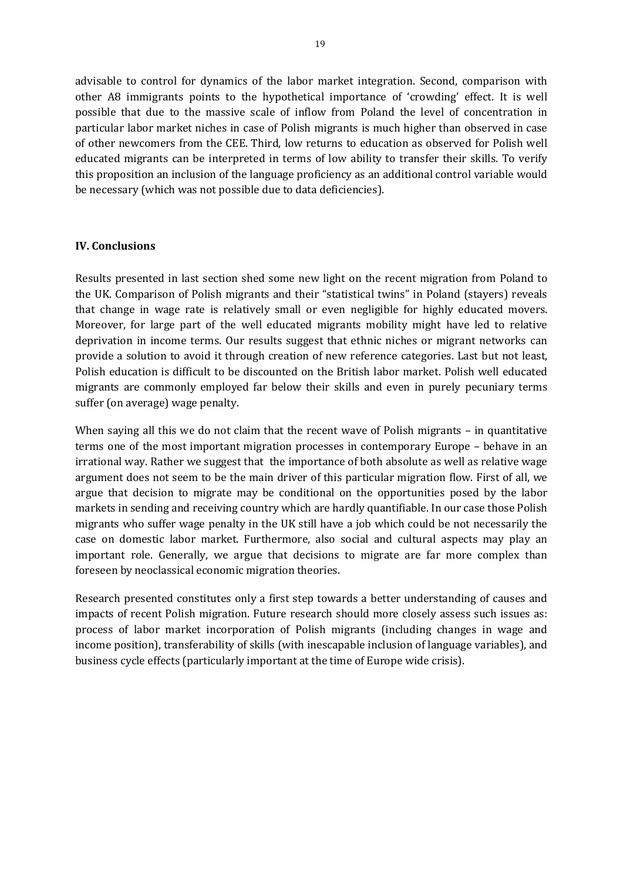advisable to control for dynamics of the labor market integration. Second, comparison with other A8 immigrants points to the hypothetical importance of 'crowding' effect. It is well possible that due to the massive scale of inflow from Poland the level of concentration in particular labor market niches in case of Polish migrants is much higher than observed in case of other newcomers from the CEE. Third, low returns to education as observed for Polish well educated migrants can be interpreted in terms of low ability to transfer their skills. To verify this proposition an inclusion of the language proficiency as an additional control variable would be necessary (which was not possible due to data deficiencies).

## IV. Conclusions

Results presented in last section shed some new light on the recent migration from Poland to the UK. Comparison of Polish migrants and their "statistical twins" in Poland (stayers) reveals that change in wage rate is relatively small or even negligible for highly educated movers. Moreover, for large part of the well educated migrants mobility might have led to relative deprivation in income terms. Our results suggest that ethnic niches or migrant networks can provide a solution to avoid it through creation of new reference categories. Last but not least, Polish education is difficult to be discounted on the British labor market. Polish well educated migrants are commonly employed far below their skills and even in purely pecuniary terms suffer (on average) wage penalty.

When saying all this we do not claim that the recent wave of Polish migrants – in quantitative terms one of the most important migration processes in contemporary Europe – behave in an irrational way. Rather we suggest that the importance of both absolute as well as relative wage argument does not seem to be the main driver of this particular migration flow. First of all, we argue that decision to migrate may be conditional on the opportunities posed by the labor markets in sending and receiving country which are hardly quantifiable. In our case those Polish migrants who suffer wage penalty in the UK still have a job which could be not necessarily the case on domestic labor market. Furthermore, also social and cultural aspects may play an important role. Generally, we argue that decisions to migrate are far more complex than foreseen by neoclassical economic migration theories.

Research presented constitutes only a first step towards a better understanding of causes and impacts of recent Polish migration. Future research should more closely assess such issues as: process of labor market incorporation of Polish migrants (including changes in wage and income position), transferability of skills (with inescapable inclusion of language variables), and business cycle effects (particularly important at the time of Europe wide crisis).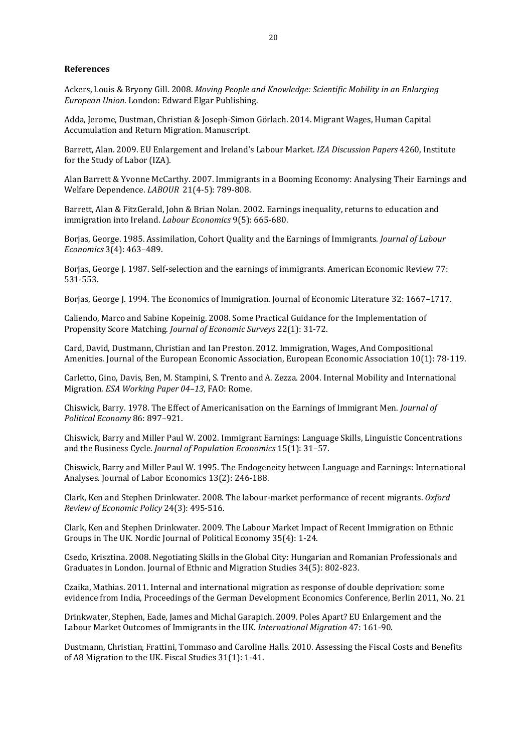**References**

Ackers, Louis & Bryony Gill. 2008. *Moving People and Knowledge: Scientific Mobility in an Enlarging European Union*. London: Edward Elgar Publishing.

Adda, Jerome, Dustman, Christian & Joseph-Simon Görlach. 2014. Migrant Wages, Human Capital Accumulation and Return Migration. Manuscript.

Barrett, Alan. 2009. EU Enlargement and Ireland's Labour Market. *IZA Discussion Papers* 4260, Institute for the Study of Labor (IZA).

Alan Barrett & Yvonne McCarthy. 2007. Immigrants in a Booming Economy: Analysing Their Earnings and Welfare Dependence. *LABOUR* 21(4-5): 789-808.

Barrett, Alan & FitzGerald, John & Brian Nolan. 2002. Earnings inequality, returns to education and immigration into Ireland. *Labour Economics* 9(5): 665-680.

Borjas, George. 1985. Assimilation, Cohort Quality and the Earnings of Immigrants. *Journal of Labour Economics* 3(4): 463–489.

Borjas, George J. 1987. Self-selection and the earnings of immigrants. American Economic Review 77: 531-553.

Borjas, George J. 1994. The Economics of Immigration. Journal of Economic Literature 32: 1667–1717.

Caliendo, Marco and Sabine Kopeinig. 2008. Some Practical Guidance for the Implementation of Propensity Score Matching. *Journal of Economic Surveys* 22(1): 31-72.

Card, David, Dustmann, Christian and Ian Preston. 2012. Immigration, Wages, And Compositional Amenities. Journal of the European Economic Association, European Economic Association 10(1): 78-119.

Carletto, Gino, Davis, Ben, M. Stampini, S. Trento and A. Zezza. 2004. Internal Mobility and International Migration. *ESA Working Paper 04–13*, FAO: Rome.

Chiswick, Barry. 1978. The Effect of Americanisation on the Earnings of Immigrant Men. *Journal of Political Economy* 86: 897–921.

Chiswick, Barry and Miller Paul W. 2002. Immigrant Earnings: Language Skills, Linguistic Concentrations and the Business Cycle. *Journal of Population Economics* 15(1): 31–57.

Chiswick, Barry and Miller Paul W. 1995. The Endogeneity between Language and Earnings: International Analyses. Journal of Labor Economics 13(2): 246-188.

Clark, Ken and Stephen Drinkwater. 2008. The labour-market performance of recent migrants. *Oxford Review of Economic Policy* 24(3): 495-516.

Clark, Ken and Stephen Drinkwater. 2009. The Labour Market Impact of Recent Immigration on Ethnic Groups in The UK. Nordic Journal of Political Economy 35(4): 1-24.

Csedo, Krisztina. 2008. Negotiating Skills in the Global City: Hungarian and Romanian Professionals and Graduates in London. Journal of Ethnic and Migration Studies 34(5): 802-823.

Czaika, Mathias. 2011. Internal and international migration as response of double deprivation: some evidence from India, Proceedings of the German Development Economics Conference, Berlin 2011, No. 21

Drinkwater, Stephen, Eade, James and Michal Garapich. 2009. Poles Apart? EU Enlargement and the Labour Market Outcomes of Immigrants in the UK. *International Migration* 47: 161-90.

Dustmann, Christian, Frattini, Tommaso and Caroline Halls. 2010. Assessing the Fiscal Costs and Benefits of A8 Migration to the UK. Fiscal Studies 31(1): 1-41.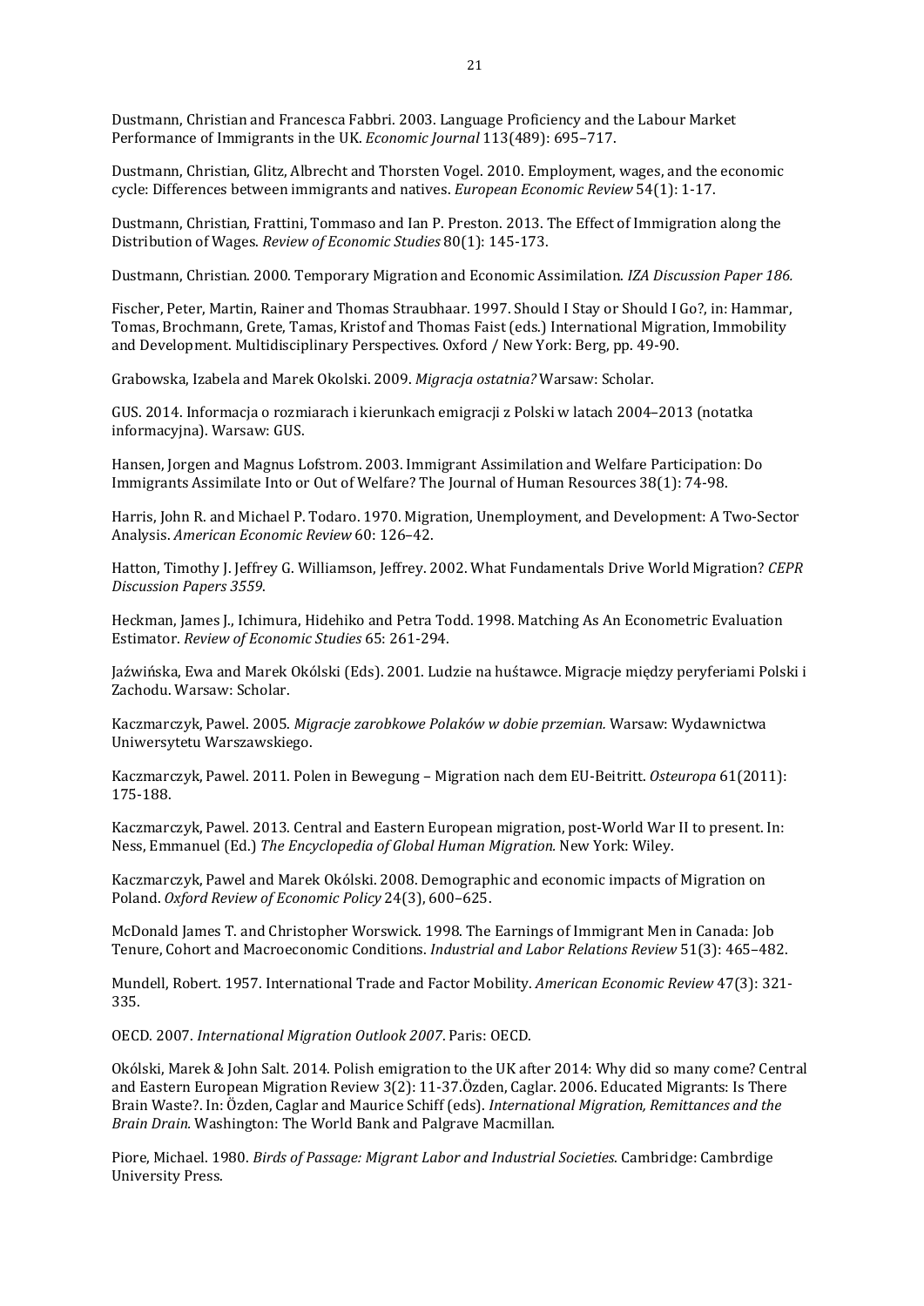Dustmann, Christian and Francesca Fabbri. 2003. Language Proficiency and the Labour Market Performance of Immigrants in the UK. *Economic Journal* 113(489): 695–717.

Dustmann, Christian, Glitz, Albrecht and Thorsten Vogel. 2010. Employment, wages, and the economic cycle: Differences between immigrants and natives. *European Economic Review* 54(1): 1-17.

Dustmann, Christian, Frattini, Tommaso and Ian P. Preston. 2013. The Effect of Immigration along the Distribution of Wages. *Review of Economic Studies* 80(1): 145-173.

Dustmann, Christian. 2000. Temporary Migration and Economic Assimilation. *IZA Discussion Paper 186.*

Fischer, Peter, Martin, Rainer and Thomas Straubhaar. 1997. Should I Stay or Should I Go?, in: Hammar, Tomas, Brochmann, Grete, Tamas, Kristof and Thomas Faist (eds.) International Migration, Immobility and Development. Multidisciplinary Perspectives. Oxford / New York: Berg, pp. 49-90.

Grabowska, Izabela and Marek Okolski. 2009. *Migracja ostatnia?* Warsaw: Scholar.

GUS. 2014. Informacja o rozmiarach i kierunkach emigracji z Polski w latach 2004–2013 (notatka informacyjna). Warsaw: GUS.

Hansen, Jorgen and Magnus Lofstrom. 2003. Immigrant Assimilation and Welfare Participation: Do Immigrants Assimilate Into or Out of Welfare? The Journal of Human Resources 38(1): 74-98.

Harris, John R. and Michael P. Todaro. 1970. Migration, Unemployment, and Development: A Two-Sector Analysis. *American Economic Review* 60: 126–42.

Hatton, Timothy J. Jeffrey G. Williamson, Jeffrey. 2002. What Fundamentals Drive World Migration? *CEPR Discussion Papers 3559*.

Heckman, James J., Ichimura, Hidehiko and Petra Todd. 1998. Matching As An Econometric Evaluation Estimator. *Review of Economic Studies* 65: 261-294.

Jaźwińska, Ewa and Marek Okólski (Eds). 2001. Ludzie na huśtawce. Migracje między peryferiami Polski i Zachodu. Warsaw: Scholar.

Kaczmarczyk, Pawel. 2005. *Migracje zarobkowe Polaków w dobie przemian.* Warsaw: Wydawnictwa Uniwersytetu Warszawskiego.

Kaczmarczyk, Pawel. 2011. Polen in Bewegung – Migration nach dem EU-Beitritt. *Osteuropa* 61(2011): 175-188.

Kaczmarczyk, Pawel. 2013. Central and Eastern European migration, post-World War II to present. In: Ness, Emmanuel (Ed.) *The Encyclopedia of Global Human Migration.* New York: Wiley.

Kaczmarczyk, Pawel and Marek Okólski. 2008. Demographic and economic impacts of Migration on Poland. *Oxford Review of Economic Policy* 24(3), 600–625.

McDonald James T. and Christopher Worswick. 1998. The Earnings of Immigrant Men in Canada: Job Tenure, Cohort and Macroeconomic Conditions. *Industrial and Labor Relations Review* 51(3): 465–482.

Mundell, Robert. 1957. International Trade and Factor Mobility. *American Economic Review* 47(3): 321-335.

OECD. 2007. *International Migration Outlook 2007*. Paris: OECD.

Okólski, Marek & John Salt. 2014. Polish emigration to the UK after 2014: Why did so many come? Central and Eastern European Migration Review 3(2): 11-37.Özden, Caglar. 2006. Educated Migrants: Is There Brain Waste?. In: Özden, Caglar and Maurice Schiff (eds). *International Migration, Remittances and the Brain Drain.* Washington: The World Bank and Palgrave Macmillan.

Piore, Michael. 1980. *Birds of Passage: Migrant Labor and Industrial Societies*. Cambridge: Cambrdige University Press.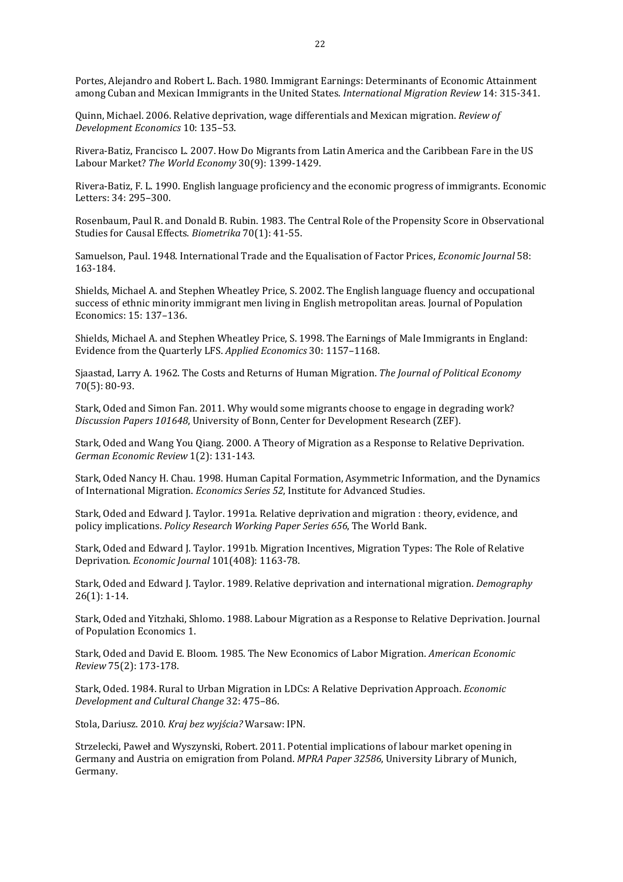Portes, Alejandro and Robert L. Bach. 1980. Immigrant Earnings: Determinants of Economic Attainment among Cuban and Mexican Immigrants in the United States. *International Migration Review* 14: 315-341.

Quinn, Michael. 2006. Relative deprivation, wage differentials and Mexican migration. *Review of Development Economics* 10: 135–53.

Rivera-Batiz, Francisco L. 2007. How Do Migrants from Latin America and the Caribbean Fare in the US Labour Market? *The World Economy* 30(9): 1399-1429.

Rivera-Batiz, F. L. 1990. English language proficiency and the economic progress of immigrants. Economic Letters: 34: 295–300.

Rosenbaum, Paul R. and Donald B. Rubin. 1983. The Central Role of the Propensity Score in Observational Studies for Causal Effects. *Biometrika* 70(1): 41-55.

Samuelson, Paul. 1948. International Trade and the Equalisation of Factor Prices, *Economic Journal* 58: 163-184.

Shields, Michael A. and Stephen Wheatley Price, S. 2002. The English language fluency and occupational success of ethnic minority immigrant men living in English metropolitan areas. Journal of Population Economics: 15: 137–136.

Shields, Michael A. and Stephen Wheatley Price, S. 1998. The Earnings of Male Immigrants in England: Evidence from the Quarterly LFS. *Applied Economics* 30: 1157–1168.

Sjaastad, Larry A. 1962. The Costs and Returns of Human Migration. *The Journal of Political Economy* 70(5): 80-93.

Stark, Oded and Simon Fan. 2011. Why would some migrants choose to engage in degrading work? *Discussion Papers 101648*, University of Bonn, Center for Development Research (ZEF).

Stark, Oded and Wang You Qiang. 2000. A Theory of Migration as a Response to Relative Deprivation. *German Economic Review* 1(2): 131-143.

Stark, Oded Nancy H. Chau. 1998. Human Capital Formation, Asymmetric Information, and the Dynamics of International Migration. *Economics Series 52*, Institute for Advanced Studies.

Stark, Oded and Edward J. Taylor. 1991a. Relative deprivation and migration : theory, evidence, and policy implications. *Policy Research Working Paper Series 656*, The World Bank.

Stark, Oded and Edward J. Taylor. 1991b. Migration Incentives, Migration Types: The Role of Relative Deprivation. *Economic Journal* 101(408): 1163-78.

Stark, Oded and Edward J. Taylor. 1989. Relative deprivation and international migration. *Demography* 26(1): 1-14.

Stark, Oded and Yitzhaki, Shlomo. 1988. Labour Migration as a Response to Relative Deprivation. Journal of Population Economics 1.

Stark, Oded and David E. Bloom. 1985. The New Economics of Labor Migration. *American Economic Review* 75(2): 173-178.

Stark, Oded. 1984. Rural to Urban Migration in LDCs: A Relative Deprivation Approach. *Economic Development and Cultural Change* 32: 475–86.

Stola, Dariusz. 2010. *Kraj bez wyjścia?* Warsaw: IPN.

Strzelecki, Paweł and Wyszynski, Robert. 2011. Potential implications of labour market opening in Germany and Austria on emigration from Poland. *MPRA Paper 32586*, University Library of Munich, Germany.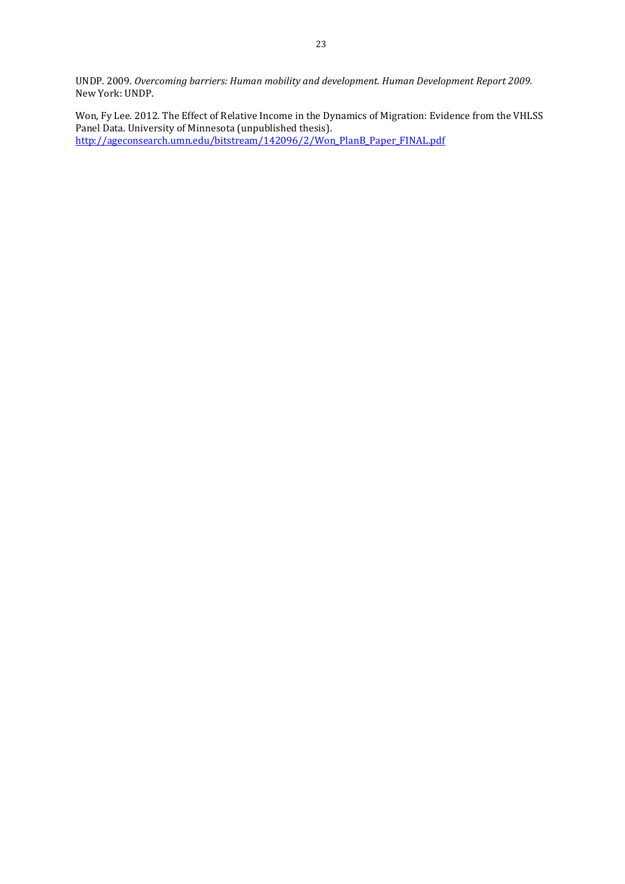UNDP. 2009. *Overcoming barriers: Human mobility and development. Human Development Report 2009.* New York: UNDP.

Won, Fy Lee. 2012. The Effect of Relative Income in the Dynamics of Migration: Evidence from the VHLSS Panel Data. University of Minnesota (unpublished thesis). http://ageconsearch.umn.edu/bitstream/142096/2/Won_PlanB_Paper_FINAL.pdf